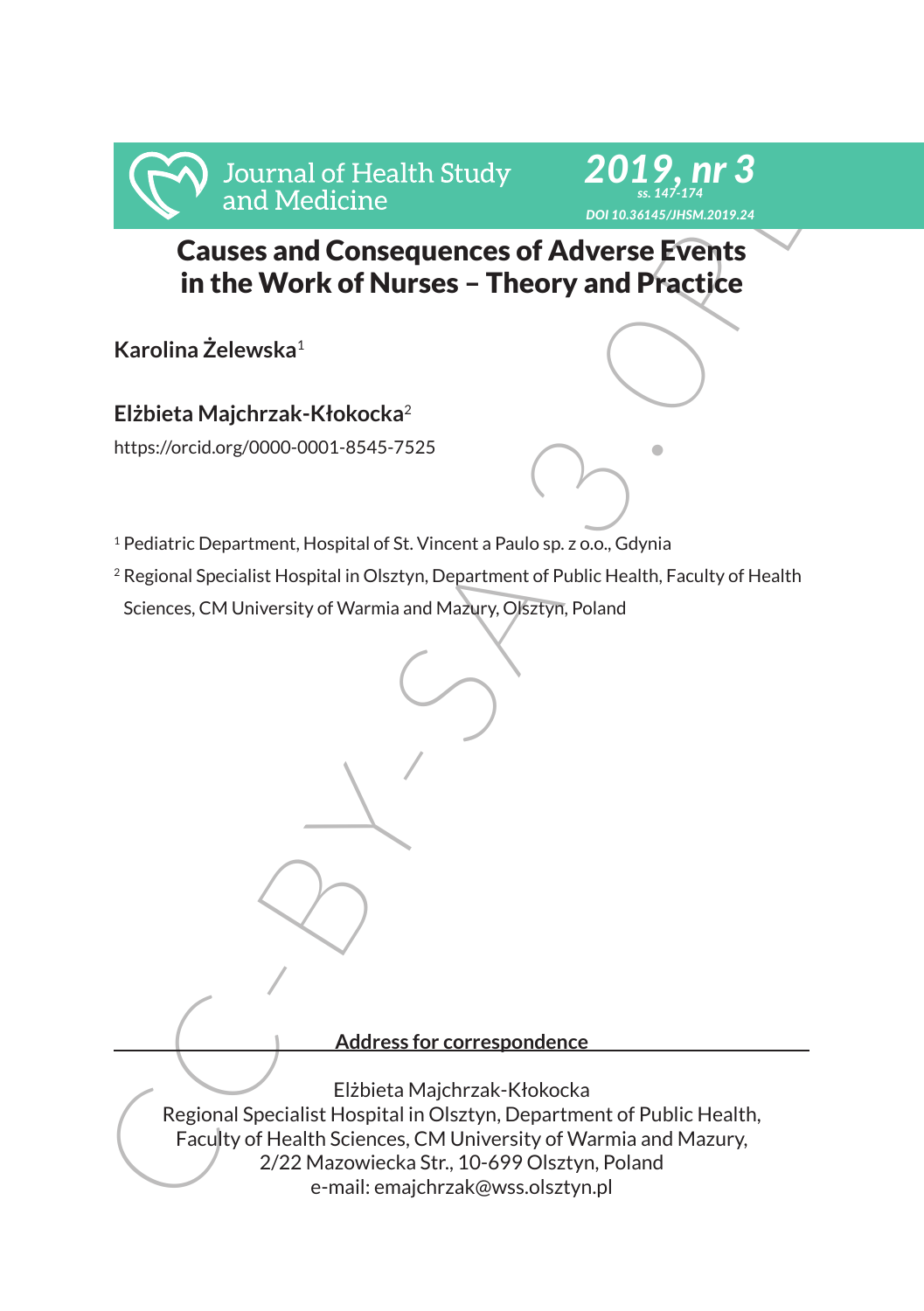# Causes and Consequences of Adverse Events in the Work of Nurses – Theory and Practice

**Karolina Żelewska**[1]

**Elżbieta Majchrzak-Kłokocka**[2]

https://orcid.org/0000-0001-8545-7525

[1] Pediatric Department, Hospital of St. Vincent a Paulo sp. z o.o., Gdynia

[2] Regional Specialist Hospital in Olsztyn, Department of Public Health, Faculty of Health Sciences, CM University of Warmia and Mazury, Olsztyn, Poland

**Address for correspondence**

Elżbieta Majchrzak-Kłokocka
Regional Specialist Hospital in Olsztyn, Department of Public Health,
Faculty of Health Sciences, CM University of Warmia and Mazury,
2/22 Mazowiecka Str., 10-699 Olsztyn, Poland
e-mail: emajchrzak@wss.olsztyn.pl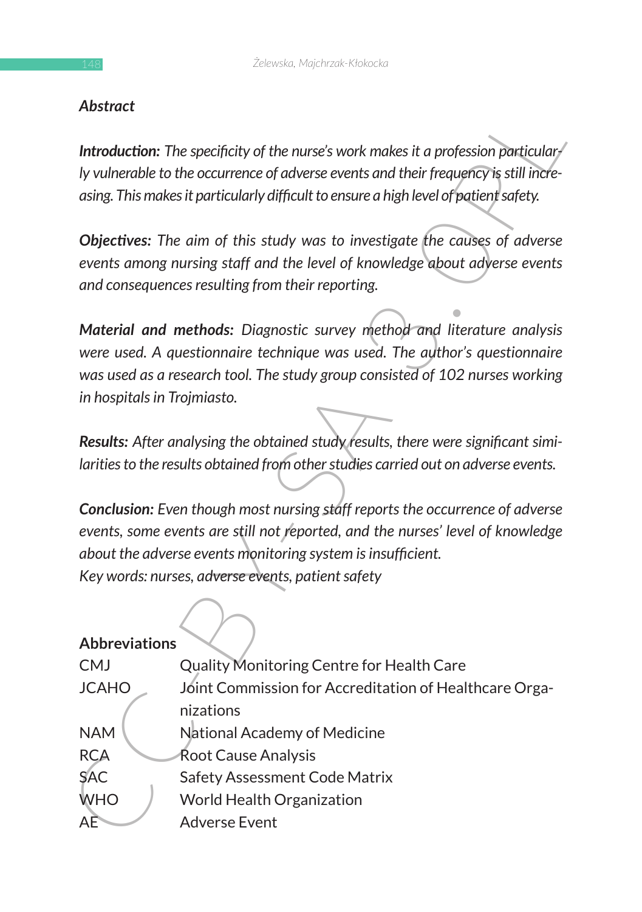## Abstract

***Introduction:*** *The specificity of the nurse's work makes it a profession particularly vulnerable to the occurrence of adverse events and their frequency is still increasing. This makes it particularly difficult to ensure a high level of patient safety.*

***Objectives:*** *The aim of this study was to investigate the causes of adverse events among nursing staff and the level of knowledge about adverse events and consequences resulting from their reporting.*

***Material and methods:*** *Diagnostic survey method and literature analysis were used. A questionnaire technique was used. The author's questionnaire was used as a research tool. The study group consisted of 102 nurses working in hospitals in Trojmiasto.*

***Results:*** *After analysing the obtained study results, there were significant similarities to the results obtained from other studies carried out on adverse events.*

***Conclusion:*** *Even though most nursing staff reports the occurrence of adverse events, some events are still not reported, and the nurses' level of knowledge about the adverse events monitoring system is insufficient.*

*Key words: nurses, adverse events, patient safety*

### Abbreviations

| | |
|---|---|
| CMJ | Quality Monitoring Centre for Health Care |
| JCAHO | Joint Commission for Accreditation of Healthcare Organizations |
| NAM | National Academy of Medicine |
| RCA | Root Cause Analysis |
| SAC | Safety Assessment Code Matrix |
| WHO | World Health Organization |
| AE | Adverse Event |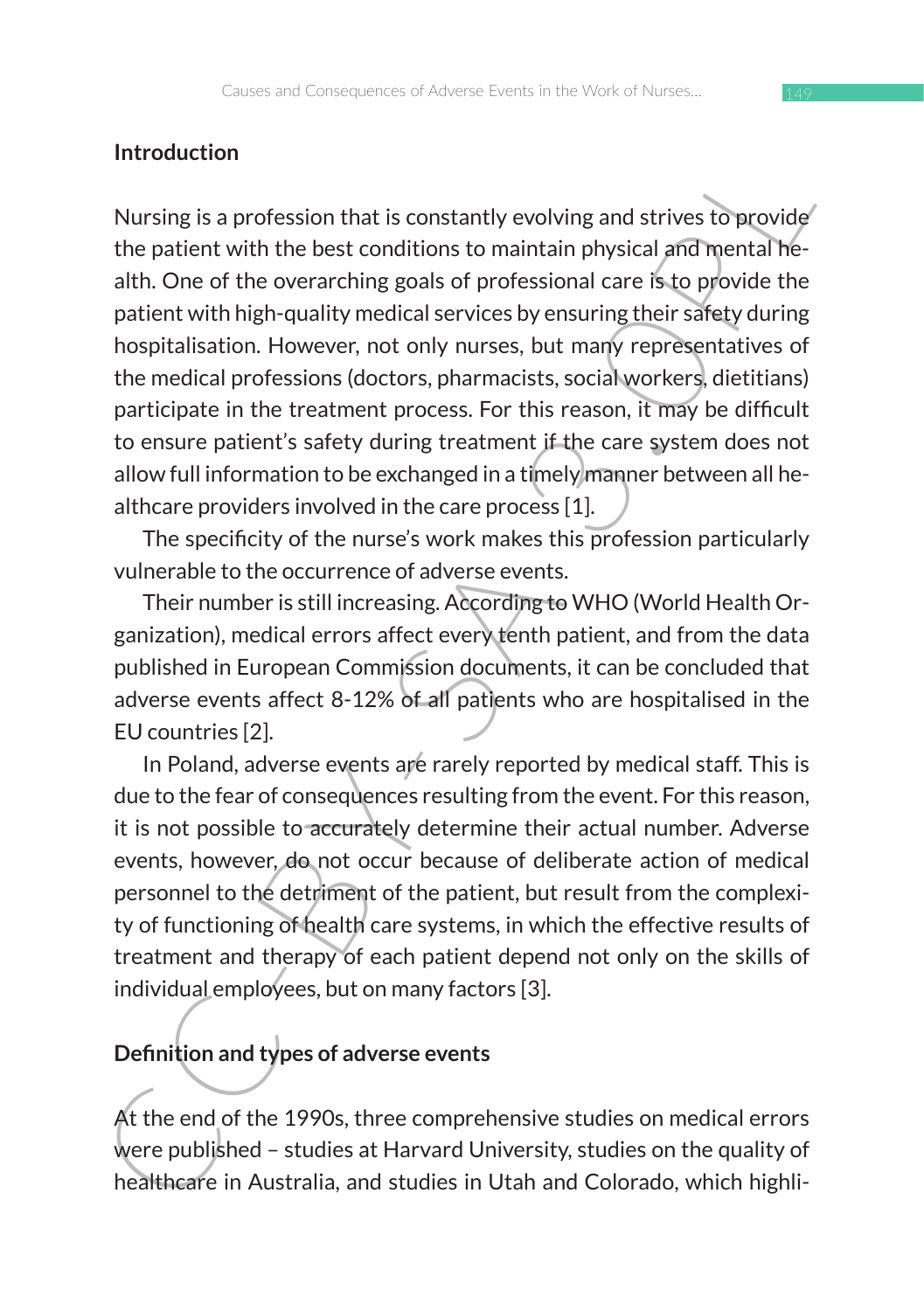## Introduction

Nursing is a profession that is constantly evolving and strives to provide the patient with the best conditions to maintain physical and mental health. One of the overarching goals of professional care is to provide the patient with high-quality medical services by ensuring their safety during hospitalisation. However, not only nurses, but many representatives of the medical professions (doctors, pharmacists, social workers, dietitians) participate in the treatment process. For this reason, it may be difficult to ensure patient's safety during treatment if the care system does not allow full information to be exchanged in a timely manner between all healthcare providers involved in the care process [1].

The specificity of the nurse's work makes this profession particularly vulnerable to the occurrence of adverse events.

Their number is still increasing. According to WHO (World Health Organization), medical errors affect every tenth patient, and from the data published in European Commission documents, it can be concluded that adverse events affect 8-12% of all patients who are hospitalised in the EU countries [2].

In Poland, adverse events are rarely reported by medical staff. This is due to the fear of consequences resulting from the event. For this reason, it is not possible to accurately determine their actual number. Adverse events, however, do not occur because of deliberate action of medical personnel to the detriment of the patient, but result from the complexity of functioning of health care systems, in which the effective results of treatment and therapy of each patient depend not only on the skills of individual employees, but on many factors [3].

## Definition and types of adverse events

At the end of the 1990s, three comprehensive studies on medical errors were published – studies at Harvard University, studies on the quality of healthcare in Australia, and studies in Utah and Colorado, which highli-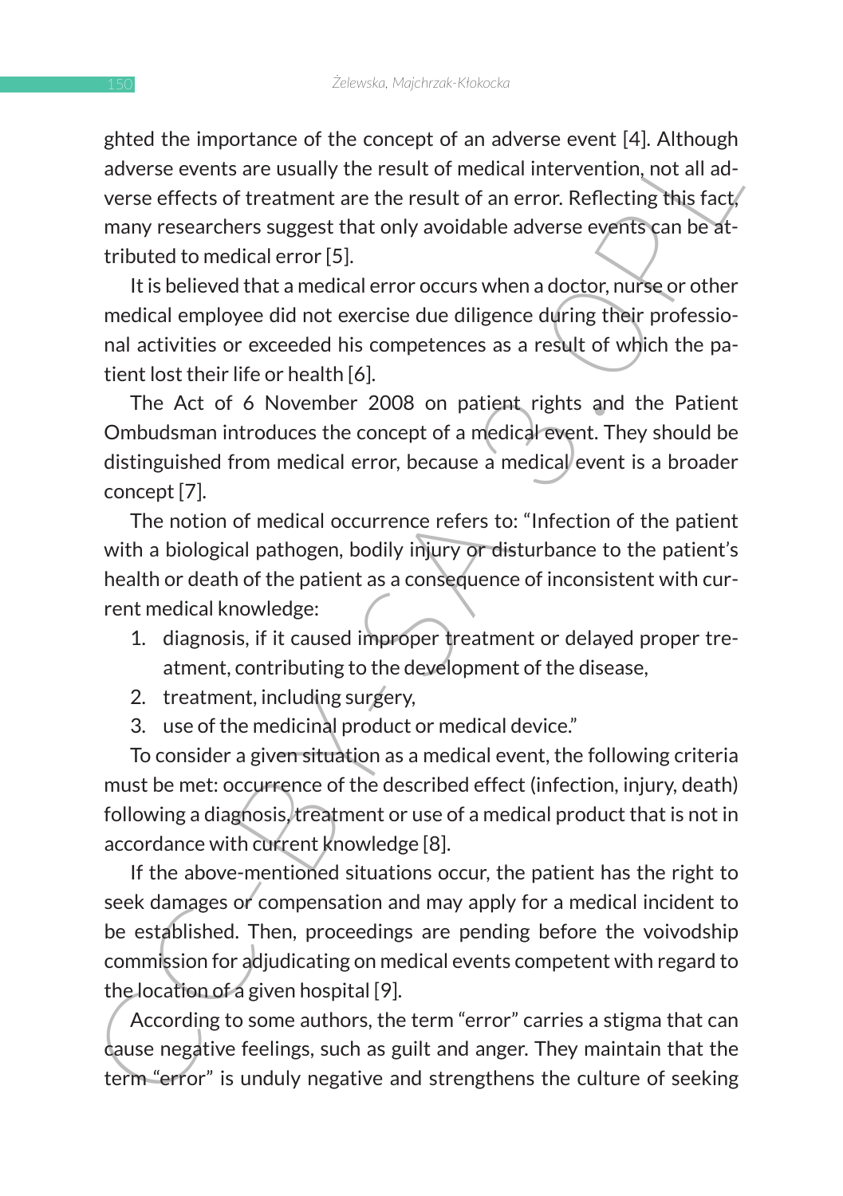ghted the importance of the concept of an adverse event [4]. Although adverse events are usually the result of medical intervention, not all adverse effects of treatment are the result of an error. Reflecting this fact, many researchers suggest that only avoidable adverse events can be attributed to medical error [5].

It is believed that a medical error occurs when a doctor, nurse or other medical employee did not exercise due diligence during their professional activities or exceeded his competences as a result of which the patient lost their life or health [6].

The Act of 6 November 2008 on patient rights and the Patient Ombudsman introduces the concept of a medical event. They should be distinguished from medical error, because a medical event is a broader concept [7].

The notion of medical occurrence refers to: "Infection of the patient with a biological pathogen, bodily injury or disturbance to the patient's health or death of the patient as a consequence of inconsistent with current medical knowledge:

1. diagnosis, if it caused improper treatment or delayed proper treatment, contributing to the development of the disease,
2. treatment, including surgery,
3. use of the medicinal product or medical device."

To consider a given situation as a medical event, the following criteria must be met: occurrence of the described effect (infection, injury, death) following a diagnosis, treatment or use of a medical product that is not in accordance with current knowledge [8].

If the above-mentioned situations occur, the patient has the right to seek damages or compensation and may apply for a medical incident to be established. Then, proceedings are pending before the voivodship commission for adjudicating on medical events competent with regard to the location of a given hospital [9].

According to some authors, the term "error" carries a stigma that can cause negative feelings, such as guilt and anger. They maintain that the term "error" is unduly negative and strengthens the culture of seeking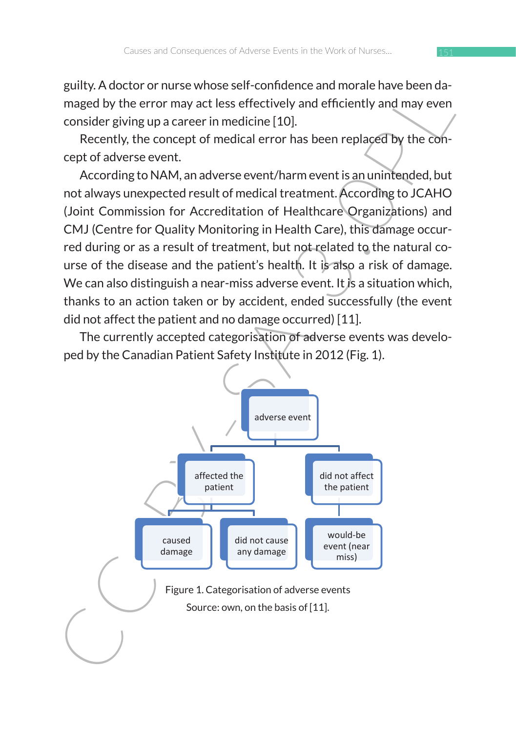guilty. A doctor or nurse whose self-confidence and morale have been damaged by the error may act less effectively and efficiently and may even consider giving up a career in medicine [10].

Recently, the concept of medical error has been replaced by the concept of adverse event.

According to NAM, an adverse event/harm event is an unintended, but not always unexpected result of medical treatment. According to JCAHO (Joint Commission for Accreditation of Healthcare Organizations) and CMJ (Centre for Quality Monitoring in Health Care), this damage occurred during or as a result of treatment, but not related to the natural course of the disease and the patient's health. It is also a risk of damage. We can also distinguish a near-miss adverse event. It is a situation which, thanks to an action taken or by accident, ended successfully (the event did not affect the patient and no damage occurred) [11].

The currently accepted categorisation of adverse events was developed by the Canadian Patient Safety Institute in 2012 (Fig. 1).

- adverse event
  - affected the patient
    - caused damage
    - did not cause any damage
  - did not affect the patient
    - would-be event (near miss)

Figure 1. Categorisation of adverse events

Source: own, on the basis of [11].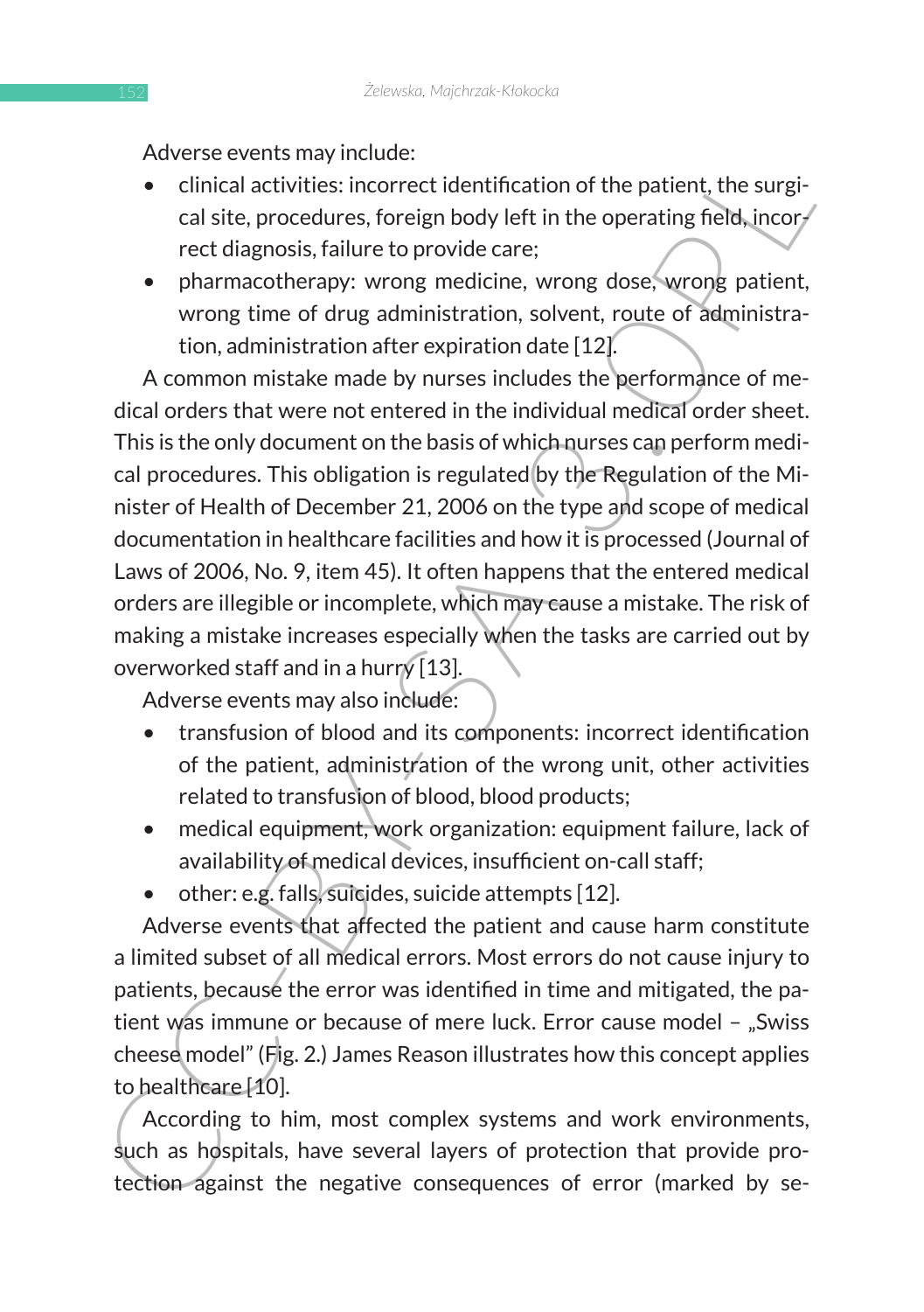Adverse events may include:

- clinical activities: incorrect identification of the patient, the surgical site, procedures, foreign body left in the operating field, incorrect diagnosis, failure to provide care;
- pharmacotherapy: wrong medicine, wrong dose, wrong patient, wrong time of drug administration, solvent, route of administration, administration after expiration date [12].

A common mistake made by nurses includes the performance of medical orders that were not entered in the individual medical order sheet. This is the only document on the basis of which nurses can perform medical procedures. This obligation is regulated by the Regulation of the Minister of Health of December 21, 2006 on the type and scope of medical documentation in healthcare facilities and how it is processed (Journal of Laws of 2006, No. 9, item 45). It often happens that the entered medical orders are illegible or incomplete, which may cause a mistake. The risk of making a mistake increases especially when the tasks are carried out by overworked staff and in a hurry [13].

Adverse events may also include:

- transfusion of blood and its components: incorrect identification of the patient, administration of the wrong unit, other activities related to transfusion of blood, blood products;
- medical equipment, work organization: equipment failure, lack of availability of medical devices, insufficient on-call staff;
- other: e.g. falls, suicides, suicide attempts [12].

Adverse events that affected the patient and cause harm constitute a limited subset of all medical errors. Most errors do not cause injury to patients, because the error was identified in time and mitigated, the patient was immune or because of mere luck. Error cause model – „Swiss cheese model" (Fig. 2.) James Reason illustrates how this concept applies to healthcare [10].

According to him, most complex systems and work environments, such as hospitals, have several layers of protection that provide protection against the negative consequences of error (marked by se-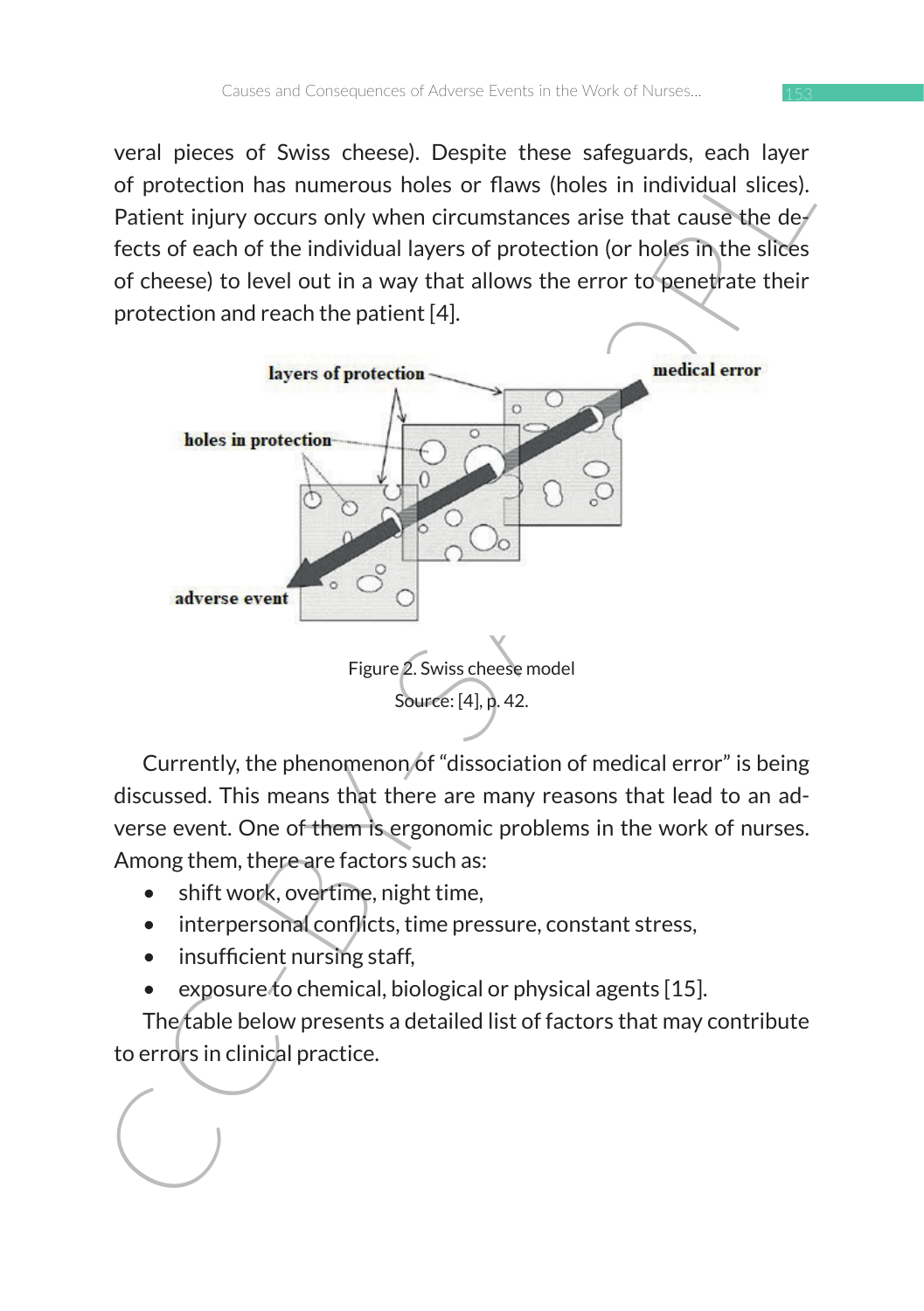veral pieces of Swiss cheese). Despite these safeguards, each layer of protection has numerous holes or flaws (holes in individual slices). Patient injury occurs only when circumstances arise that cause the defects of each of the individual layers of protection (or holes in the slices of cheese) to level out in a way that allows the error to penetrate their protection and reach the patient [4].

Figure 2. Swiss cheese model

Source: [4], p. 42.

Currently, the phenomenon of "dissociation of medical error" is being discussed. This means that there are many reasons that lead to an adverse event. One of them is ergonomic problems in the work of nurses. Among them, there are factors such as:

- shift work, overtime, night time,
- interpersonal conflicts, time pressure, constant stress,
- insufficient nursing staff,
- exposure to chemical, biological or physical agents [15].

The table below presents a detailed list of factors that may contribute to errors in clinical practice.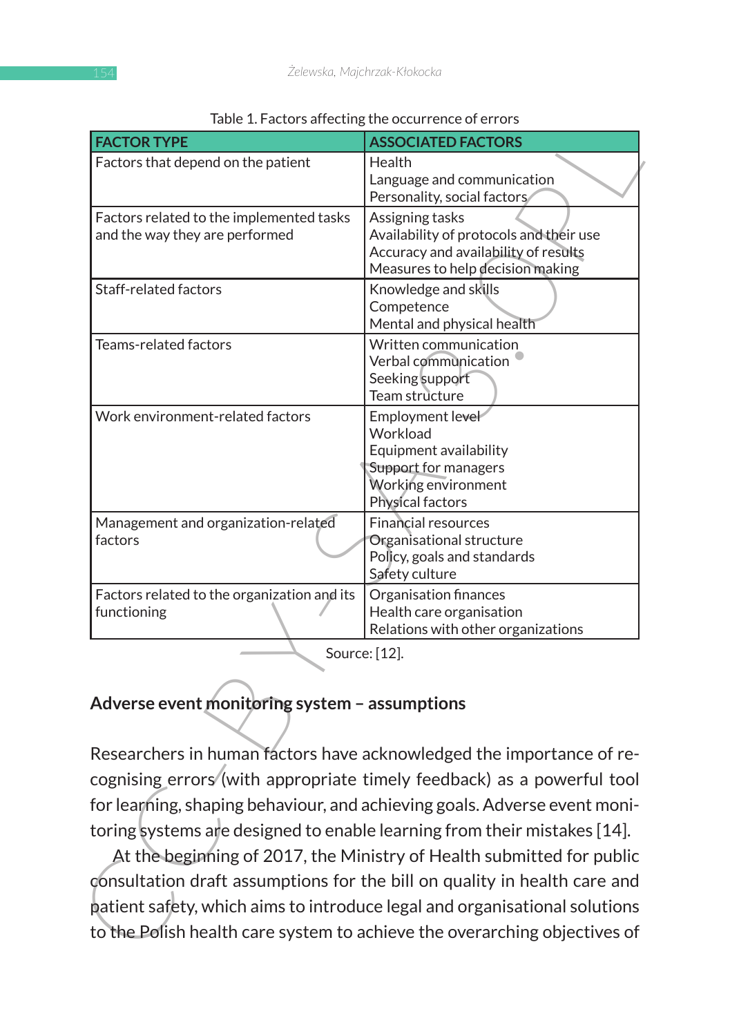Table 1. Factors affecting the occurrence of errors

| FACTOR TYPE | ASSOCIATED FACTORS |
|---|---|
| Factors that depend on the patient | Health<br>Language and communication<br>Personality, social factors |
| Factors related to the implemented tasks and the way they are performed | Assigning tasks<br>Availability of protocols and their use<br>Accuracy and availability of results<br>Measures to help decision making |
| Staff-related factors | Knowledge and skills<br>Competence<br>Mental and physical health |
| Teams-related factors | Written communication<br>Verbal communication<br>Seeking support<br>Team structure |
| Work environment-related factors | Employment level<br>Workload<br>Equipment availability<br>Support for managers<br>Working environment<br>Physical factors |
| Management and organization-related factors | Financial resources<br>Organisational structure<br>Policy, goals and standards<br>Safety culture |
| Factors related to the organization and its functioning | Organisation finances<br>Health care organisation<br>Relations with other organizations |

Source: [12].

## Adverse event monitoring system – assumptions

Researchers in human factors have acknowledged the importance of recognising errors (with appropriate timely feedback) as a powerful tool for learning, shaping behaviour, and achieving goals. Adverse event monitoring systems are designed to enable learning from their mistakes [14].

At the beginning of 2017, the Ministry of Health submitted for public consultation draft assumptions for the bill on quality in health care and patient safety, which aims to introduce legal and organisational solutions to the Polish health care system to achieve the overarching objectives of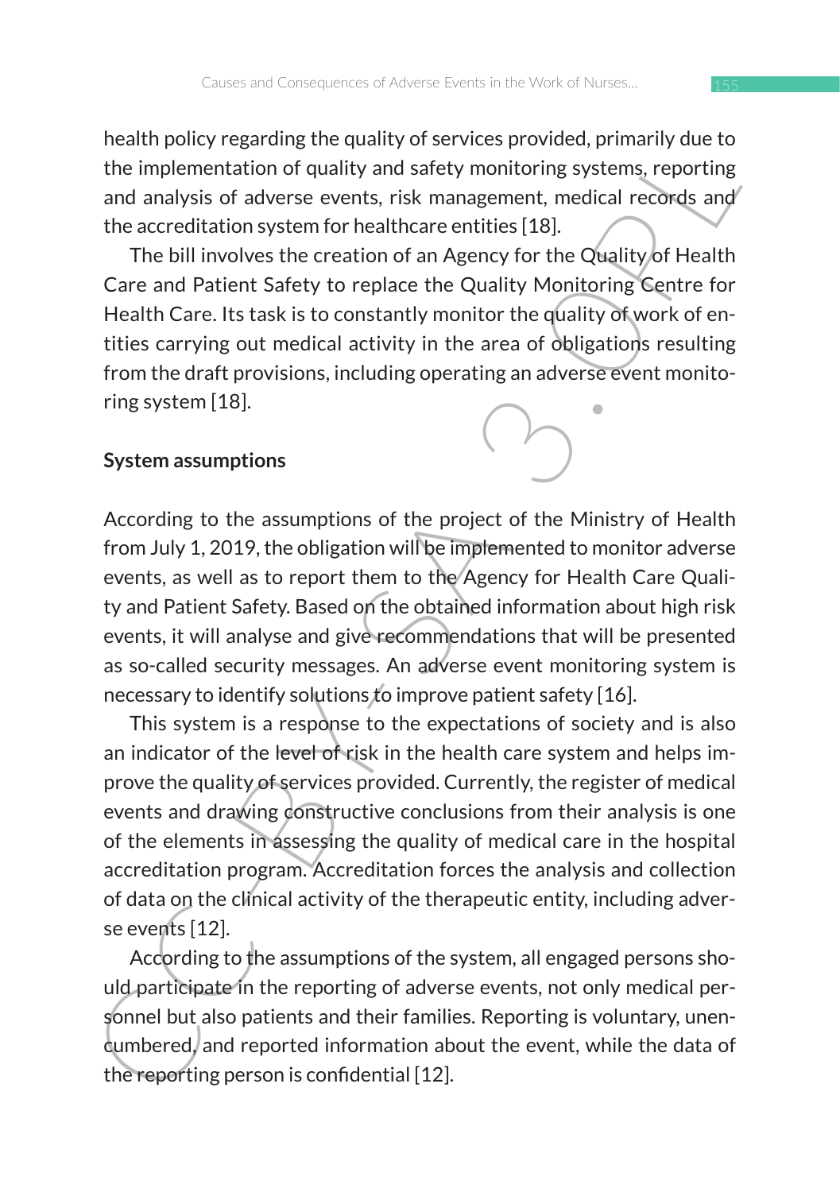health policy regarding the quality of services provided, primarily due to the implementation of quality and safety monitoring systems, reporting and analysis of adverse events, risk management, medical records and the accreditation system for healthcare entities [18].

The bill involves the creation of an Agency for the Quality of Health Care and Patient Safety to replace the Quality Monitoring Centre for Health Care. Its task is to constantly monitor the quality of work of entities carrying out medical activity in the area of obligations resulting from the draft provisions, including operating an adverse event monitoring system [18].

**System assumptions**

According to the assumptions of the project of the Ministry of Health from July 1, 2019, the obligation will be implemented to monitor adverse events, as well as to report them to the Agency for Health Care Quality and Patient Safety. Based on the obtained information about high risk events, it will analyse and give recommendations that will be presented as so-called security messages. An adverse event monitoring system is necessary to identify solutions to improve patient safety [16].

This system is a response to the expectations of society and is also an indicator of the level of risk in the health care system and helps improve the quality of services provided. Currently, the register of medical events and drawing constructive conclusions from their analysis is one of the elements in assessing the quality of medical care in the hospital accreditation program. Accreditation forces the analysis and collection of data on the clinical activity of the therapeutic entity, including adverse events [12].

According to the assumptions of the system, all engaged persons should participate in the reporting of adverse events, not only medical personnel but also patients and their families. Reporting is voluntary, unencumbered, and reported information about the event, while the data of the reporting person is confidential [12].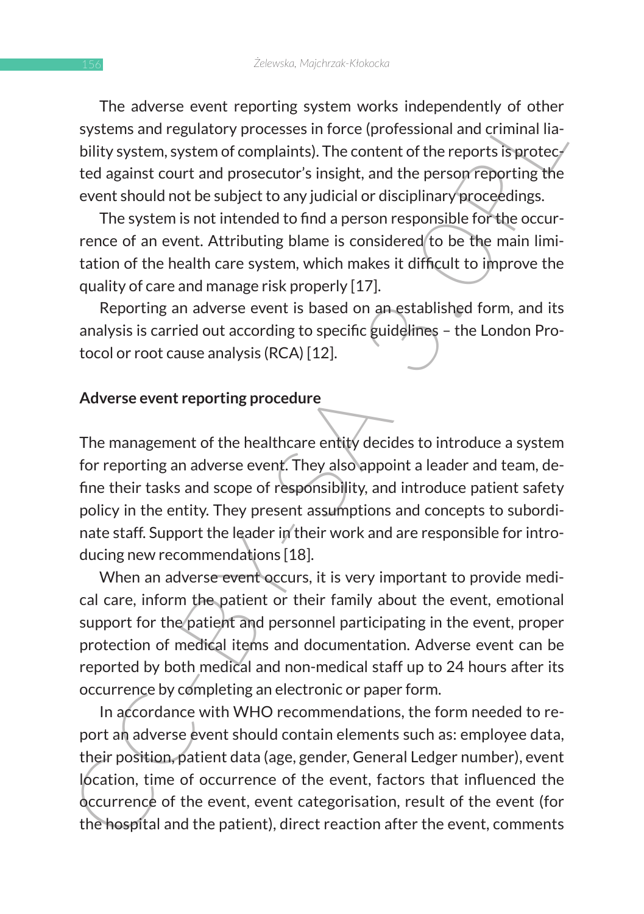The adverse event reporting system works independently of other systems and regulatory processes in force (professional and criminal liability system, system of complaints). The content of the reports is protected against court and prosecutor's insight, and the person reporting the event should not be subject to any judicial or disciplinary proceedings.

The system is not intended to find a person responsible for the occurrence of an event. Attributing blame is considered to be the main limitation of the health care system, which makes it difficult to improve the quality of care and manage risk properly [17].

Reporting an adverse event is based on an established form, and its analysis is carried out according to specific guidelines – the London Protocol or root cause analysis (RCA) [12].

## Adverse event reporting procedure

The management of the healthcare entity decides to introduce a system for reporting an adverse event. They also appoint a leader and team, define their tasks and scope of responsibility, and introduce patient safety policy in the entity. They present assumptions and concepts to subordinate staff. Support the leader in their work and are responsible for introducing new recommendations [18].

When an adverse event occurs, it is very important to provide medical care, inform the patient or their family about the event, emotional support for the patient and personnel participating in the event, proper protection of medical items and documentation. Adverse event can be reported by both medical and non-medical staff up to 24 hours after its occurrence by completing an electronic or paper form.

In accordance with WHO recommendations, the form needed to report an adverse event should contain elements such as: employee data, their position, patient data (age, gender, General Ledger number), event location, time of occurrence of the event, factors that influenced the occurrence of the event, event categorisation, result of the event (for the hospital and the patient), direct reaction after the event, comments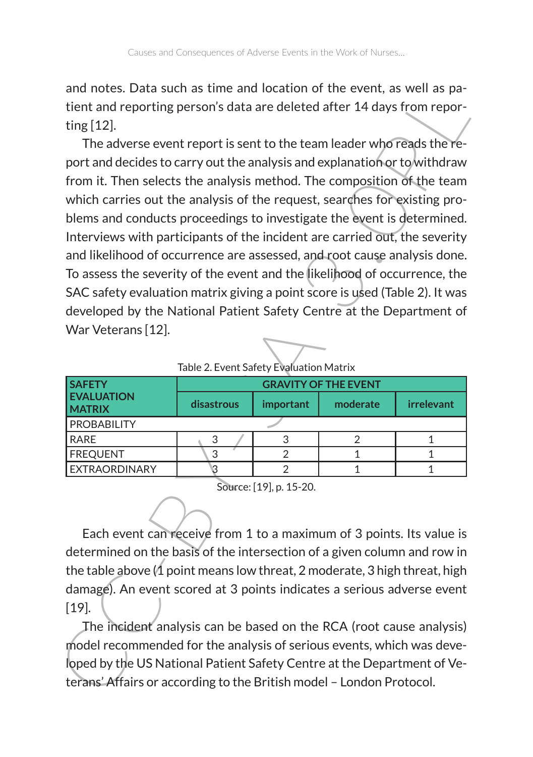and notes. Data such as time and location of the event, as well as patient and reporting person's data are deleted after 14 days from reporting [12].

The adverse event report is sent to the team leader who reads the report and decides to carry out the analysis and explanation or to withdraw from it. Then selects the analysis method. The composition of the team which carries out the analysis of the request, searches for existing problems and conducts proceedings to investigate the event is determined. Interviews with participants of the incident are carried out, the severity and likelihood of occurrence are assessed, and root cause analysis done. To assess the severity of the event and the likelihood of occurrence, the SAC safety evaluation matrix giving a point score is used (Table 2). It was developed by the National Patient Safety Centre at the Department of War Veterans [12].

Table 2. Event Safety Evaluation Matrix

| SAFETY EVALUATION MATRIX | GRAVITY OF THE EVENT | | | |
|---|---|---|---|---|
| | disastrous | important | moderate | irrelevant |
| PROBABILITY | | | | |
| RARE | 3 | 3 | 2 | 1 |
| FREQUENT | 3 | 2 | 1 | 1 |
| EXTRAORDINARY | 3 | 2 | 1 | 1 |

Source: [19], p. 15-20.

Each event can receive from 1 to a maximum of 3 points. Its value is determined on the basis of the intersection of a given column and row in the table above (1 point means low threat, 2 moderate, 3 high threat, high damage). An event scored at 3 points indicates a serious adverse event [19].

The incident analysis can be based on the RCA (root cause analysis) model recommended for the analysis of serious events, which was developed by the US National Patient Safety Centre at the Department of Veterans' Affairs or according to the British model – London Protocol.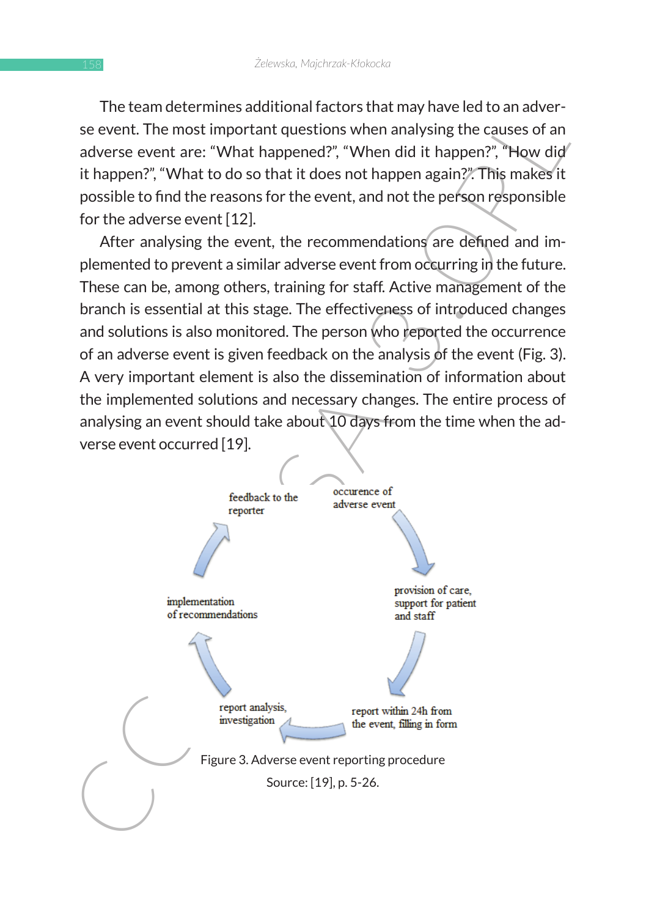The team determines additional factors that may have led to an adverse event. The most important questions when analysing the causes of an adverse event are: "What happened?", "When did it happen?", "How did it happen?", "What to do so that it does not happen again?". This makes it possible to find the reasons for the event, and not the person responsible for the adverse event [12].

After analysing the event, the recommendations are defined and implemented to prevent a similar adverse event from occurring in the future. These can be, among others, training for staff. Active management of the branch is essential at this stage. The effectiveness of introduced changes and solutions is also monitored. The person who reported the occurrence of an adverse event is given feedback on the analysis of the event (Fig. 3). A very important element is also the dissemination of information about the implemented solutions and necessary changes. The entire process of analysing an event should take about 10 days from the time when the adverse event occurred [19].

occurence of adverse event → provision of care, support for patient and staff → report within 24h from the event, filling in form → report analysis, investigation → implementation of recommendations → feedback to the reporter

Figure 3. Adverse event reporting procedure

Source: [19], p. 5-26.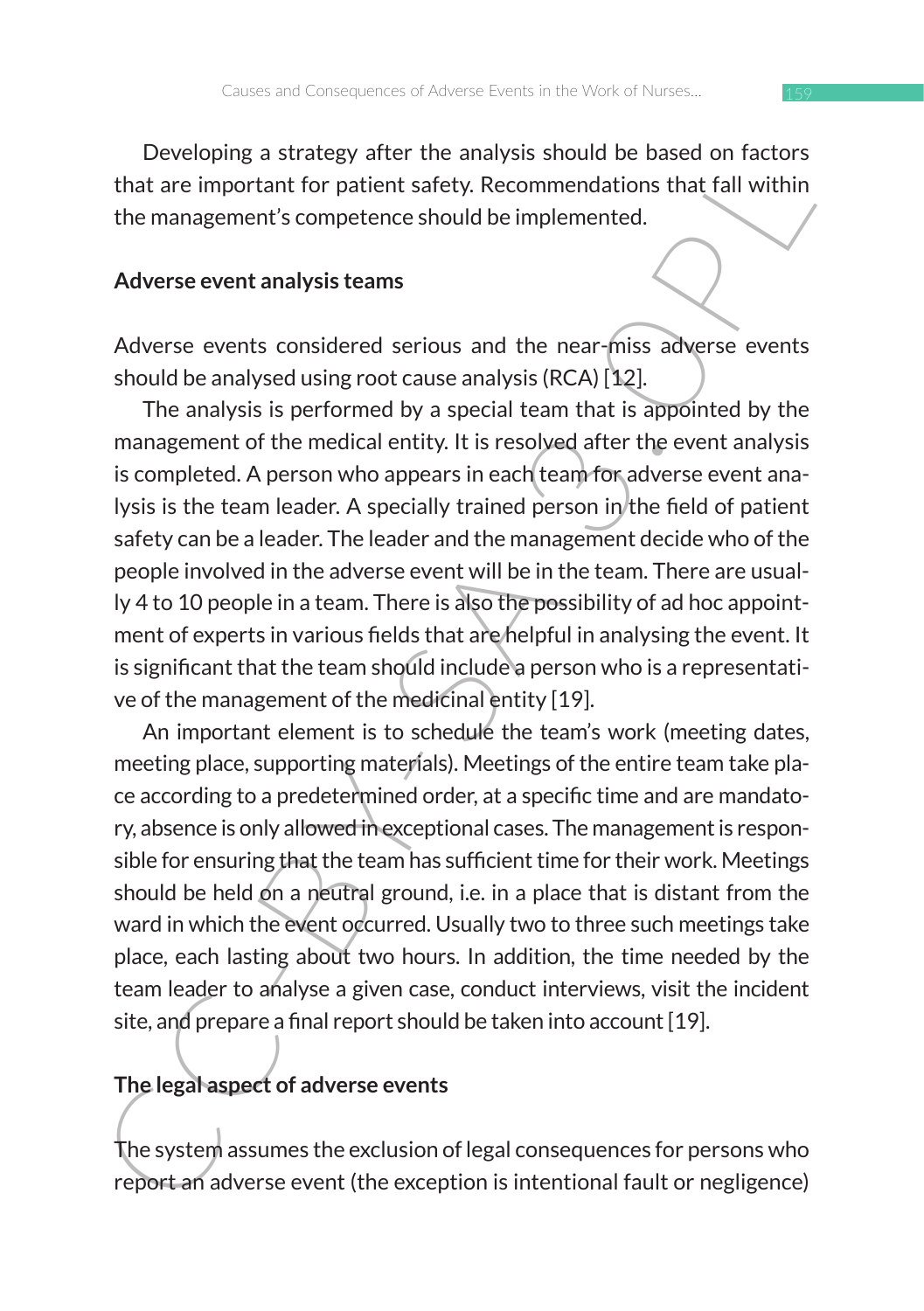Developing a strategy after the analysis should be based on factors that are important for patient safety. Recommendations that fall within the management's competence should be implemented.

## Adverse event analysis teams

Adverse events considered serious and the near-miss adverse events should be analysed using root cause analysis (RCA) [12].

The analysis is performed by a special team that is appointed by the management of the medical entity. It is resolved after the event analysis is completed. A person who appears in each team for adverse event analysis is the team leader. A specially trained person in the field of patient safety can be a leader. The leader and the management decide who of the people involved in the adverse event will be in the team. There are usually 4 to 10 people in a team. There is also the possibility of ad hoc appointment of experts in various fields that are helpful in analysing the event. It is significant that the team should include a person who is a representative of the management of the medicinal entity [19].

An important element is to schedule the team's work (meeting dates, meeting place, supporting materials). Meetings of the entire team take place according to a predetermined order, at a specific time and are mandatory, absence is only allowed in exceptional cases. The management is responsible for ensuring that the team has sufficient time for their work. Meetings should be held on a neutral ground, i.e. in a place that is distant from the ward in which the event occurred. Usually two to three such meetings take place, each lasting about two hours. In addition, the time needed by the team leader to analyse a given case, conduct interviews, visit the incident site, and prepare a final report should be taken into account [19].

## The legal aspect of adverse events

The system assumes the exclusion of legal consequences for persons who report an adverse event (the exception is intentional fault or negligence)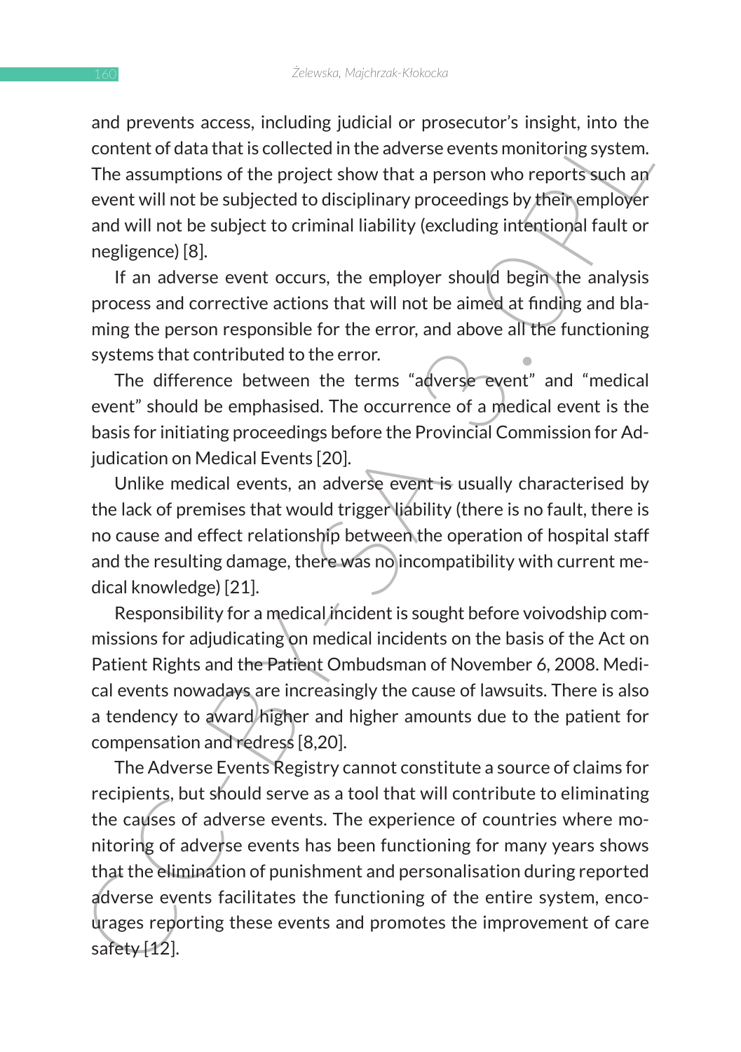and prevents access, including judicial or prosecutor's insight, into the content of data that is collected in the adverse events monitoring system. The assumptions of the project show that a person who reports such an event will not be subjected to disciplinary proceedings by their employer and will not be subject to criminal liability (excluding intentional fault or negligence) [8].

If an adverse event occurs, the employer should begin the analysis process and corrective actions that will not be aimed at finding and blaming the person responsible for the error, and above all the functioning systems that contributed to the error.

The difference between the terms "adverse event" and "medical event" should be emphasised. The occurrence of a medical event is the basis for initiating proceedings before the Provincial Commission for Adjudication on Medical Events [20].

Unlike medical events, an adverse event is usually characterised by the lack of premises that would trigger liability (there is no fault, there is no cause and effect relationship between the operation of hospital staff and the resulting damage, there was no incompatibility with current medical knowledge) [21].

Responsibility for a medical incident is sought before voivodship commissions for adjudicating on medical incidents on the basis of the Act on Patient Rights and the Patient Ombudsman of November 6, 2008. Medical events nowadays are increasingly the cause of lawsuits. There is also a tendency to award higher and higher amounts due to the patient for compensation and redress [8,20].

The Adverse Events Registry cannot constitute a source of claims for recipients, but should serve as a tool that will contribute to eliminating the causes of adverse events. The experience of countries where monitoring of adverse events has been functioning for many years shows that the elimination of punishment and personalisation during reported adverse events facilitates the functioning of the entire system, encourages reporting these events and promotes the improvement of care safety [12].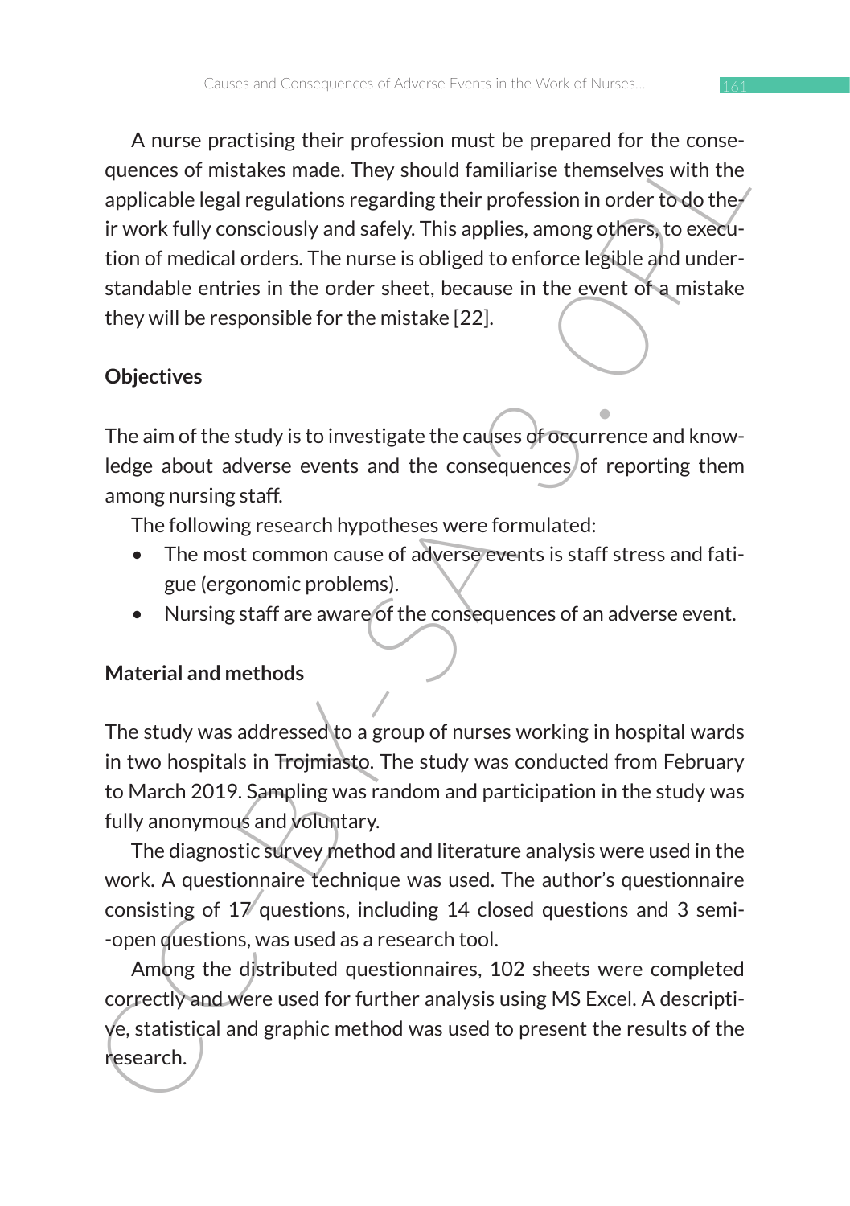A nurse practising their profession must be prepared for the consequences of mistakes made. They should familiarise themselves with the applicable legal regulations regarding their profession in order to do their work fully consciously and safely. This applies, among others, to execution of medical orders. The nurse is obliged to enforce legible and understandable entries in the order sheet, because in the event of a mistake they will be responsible for the mistake [22].

## Objectives

The aim of the study is to investigate the causes of occurrence and knowledge about adverse events and the consequences of reporting them among nursing staff.

The following research hypotheses were formulated:

- The most common cause of adverse events is staff stress and fatigue (ergonomic problems).
- Nursing staff are aware of the consequences of an adverse event.

## Material and methods

The study was addressed to a group of nurses working in hospital wards in two hospitals in Trojmiasto. The study was conducted from February to March 2019. Sampling was random and participation in the study was fully anonymous and voluntary.

The diagnostic survey method and literature analysis were used in the work. A questionnaire technique was used. The author's questionnaire consisting of 17 questions, including 14 closed questions and 3 semi-open questions, was used as a research tool.

Among the distributed questionnaires, 102 sheets were completed correctly and were used for further analysis using MS Excel. A descriptive, statistical and graphic method was used to present the results of the research.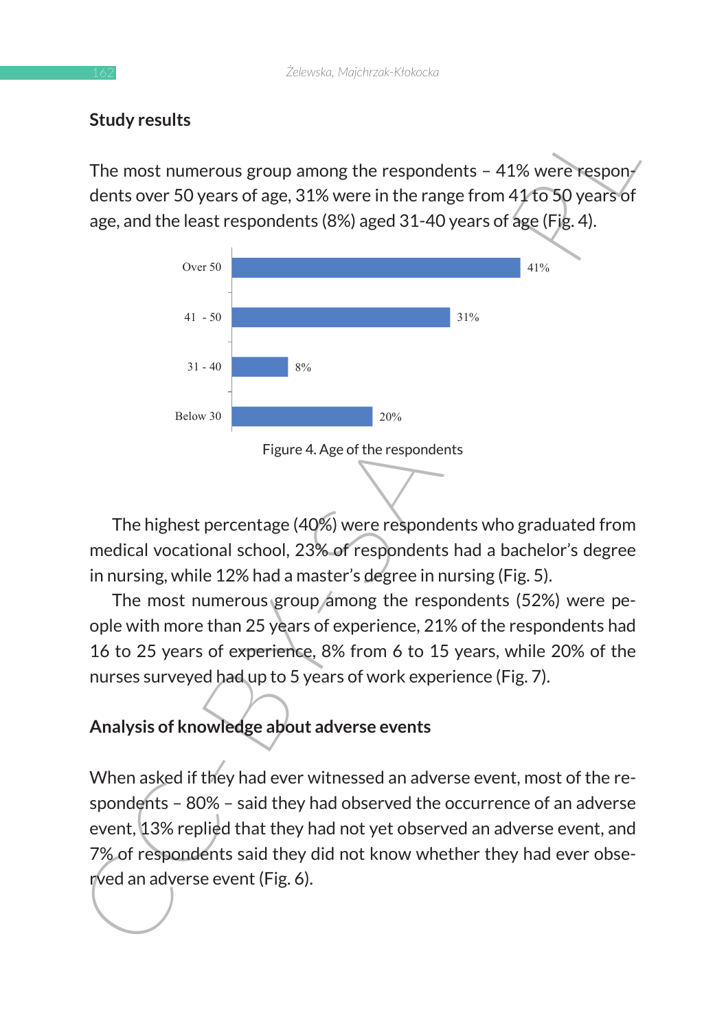## Study results

The most numerous group among the respondents – 41% were respondents over 50 years of age, 31% were in the range from 41 to 50 years of age, and the least respondents (8%) aged 31-40 years of age (Fig. 4).

| Age | Percentage |
|---|---|
| Over 50 | 41% |
| 41 - 50 | 31% |
| 31 - 40 | 8% |
| Below 30 | 20% |

Figure 4. Age of the respondents

The highest percentage (40%) were respondents who graduated from medical vocational school, 23% of respondents had a bachelor's degree in nursing, while 12% had a master's degree in nursing (Fig. 5).

The most numerous group among the respondents (52%) were people with more than 25 years of experience, 21% of the respondents had 16 to 25 years of experience, 8% from 6 to 15 years, while 20% of the nurses surveyed had up to 5 years of work experience (Fig. 7).

## Analysis of knowledge about adverse events

When asked if they had ever witnessed an adverse event, most of the respondents – 80% – said they had observed the occurrence of an adverse event, 13% replied that they had not yet observed an adverse event, and 7% of respondents said they did not know whether they had ever observed an adverse event (Fig. 6).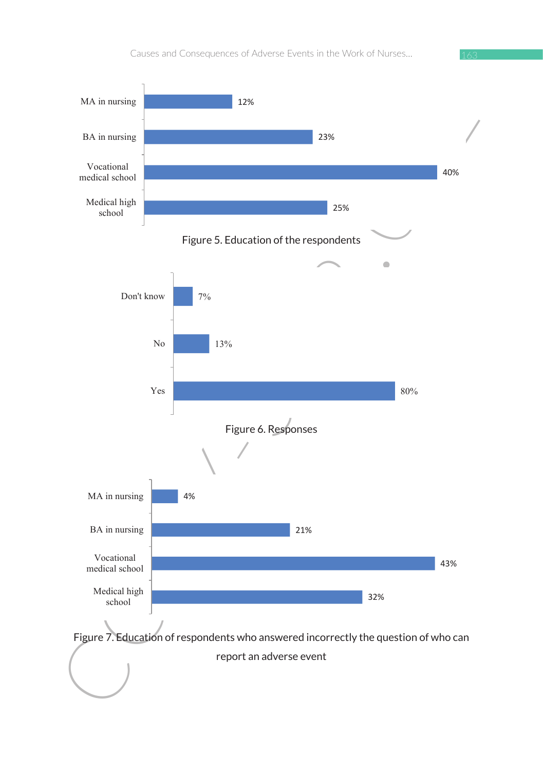| Education | % |
|---|---|
| MA in nursing | 12% |
| BA in nursing | 23% |
| Vocational medical school | 40% |
| Medical high school | 25% |

Figure 5. Education of the respondents

| Response | % |
|---|---|
| Don't know | 7% |
| No | 13% |
| Yes | 80% |

Figure 6. Responses

| Education | % |
|---|---|
| MA in nursing | 4% |
| BA in nursing | 21% |
| Vocational medical school | 43% |
| Medical high school | 32% |

Figure 7. Education of respondents who answered incorrectly the question of who can report an adverse event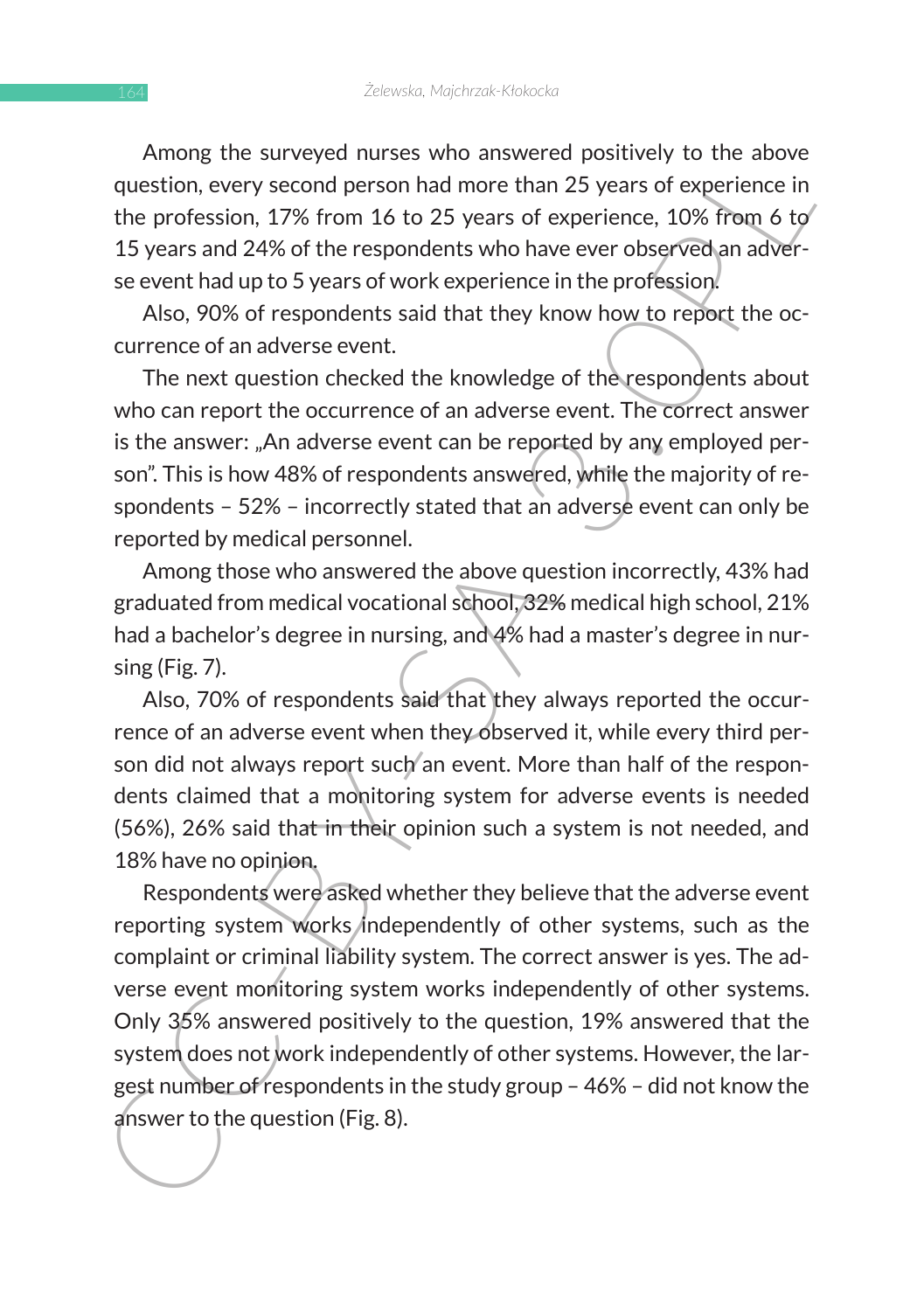Among the surveyed nurses who answered positively to the above question, every second person had more than 25 years of experience in the profession, 17% from 16 to 25 years of experience, 10% from 6 to 15 years and 24% of the respondents who have ever observed an adverse event had up to 5 years of work experience in the profession.

Also, 90% of respondents said that they know how to report the occurrence of an adverse event.

The next question checked the knowledge of the respondents about who can report the occurrence of an adverse event. The correct answer is the answer: „An adverse event can be reported by any employed person". This is how 48% of respondents answered, while the majority of respondents – 52% – incorrectly stated that an adverse event can only be reported by medical personnel.

Among those who answered the above question incorrectly, 43% had graduated from medical vocational school, 32% medical high school, 21% had a bachelor's degree in nursing, and 4% had a master's degree in nursing (Fig. 7).

Also, 70% of respondents said that they always reported the occurrence of an adverse event when they observed it, while every third person did not always report such an event. More than half of the respondents claimed that a monitoring system for adverse events is needed (56%), 26% said that in their opinion such a system is not needed, and 18% have no opinion.

Respondents were asked whether they believe that the adverse event reporting system works independently of other systems, such as the complaint or criminal liability system. The correct answer is yes. The adverse event monitoring system works independently of other systems. Only 35% answered positively to the question, 19% answered that the system does not work independently of other systems. However, the largest number of respondents in the study group – 46% – did not know the answer to the question (Fig. 8).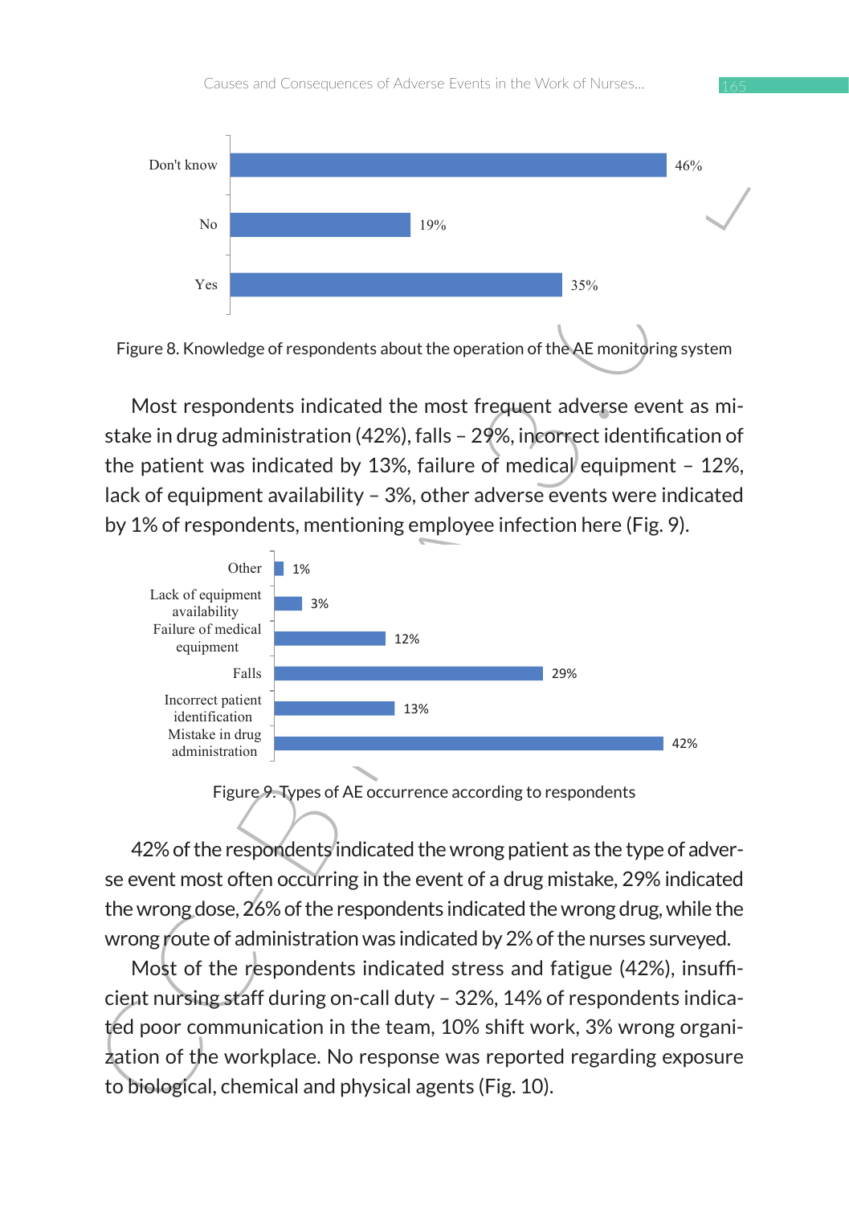| Response | Percentage |
|---|---|
| Don't know | 46% |
| No | 19% |
| Yes | 35% |

Figure 8. Knowledge of respondents about the operation of the AE monitoring system

Most respondents indicated the most frequent adverse event as mistake in drug administration (42%), falls – 29%, incorrect identification of the patient was indicated by 13%, failure of medical equipment – 12%, lack of equipment availability – 3%, other adverse events were indicated by 1% of respondents, mentioning employee infection here (Fig. 9).

| Type of AE | Percentage |
|---|---|
| Other | 1% |
| Lack of equipment availability | 3% |
| Failure of medical equipment | 12% |
| Falls | 29% |
| Incorrect patient identification | 13% |
| Mistake in drug administration | 42% |

Figure 9. Types of AE occurrence according to respondents

42% of the respondents indicated the wrong patient as the type of adverse event most often occurring in the event of a drug mistake, 29% indicated the wrong dose, 26% of the respondents indicated the wrong drug, while the wrong route of administration was indicated by 2% of the nurses surveyed.

Most of the respondents indicated stress and fatigue (42%), insufficient nursing staff during on-call duty – 32%, 14% of respondents indicated poor communication in the team, 10% shift work, 3% wrong organization of the workplace. No response was reported regarding exposure to biological, chemical and physical agents (Fig. 10).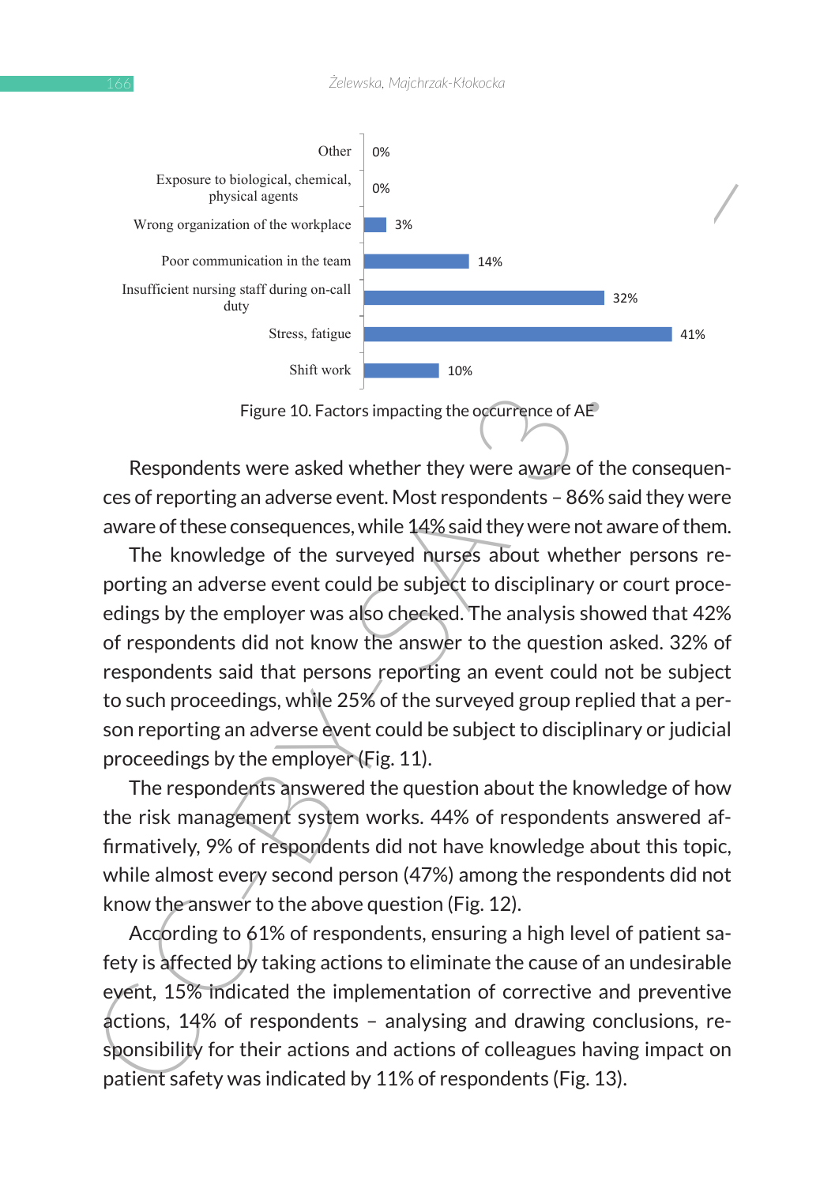| Factor | % |
|---|---|
| Other | 0% |
| Exposure to biological, chemical, physical agents | 0% |
| Wrong organization of the workplace | 3% |
| Poor communication in the team | 14% |
| Insufficient nursing staff during on-call duty | 32% |
| Stress, fatigue | 41% |
| Shift work | 10% |

Figure 10. Factors impacting the occurrence of AE

Respondents were asked whether they were aware of the consequences of reporting an adverse event. Most respondents – 86% said they were aware of these consequences, while 14% said they were not aware of them.

The knowledge of the surveyed nurses about whether persons reporting an adverse event could be subject to disciplinary or court proceedings by the employer was also checked. The analysis showed that 42% of respondents did not know the answer to the question asked. 32% of respondents said that persons reporting an event could not be subject to such proceedings, while 25% of the surveyed group replied that a person reporting an adverse event could be subject to disciplinary or judicial proceedings by the employer (Fig. 11).

The respondents answered the question about the knowledge of how the risk management system works. 44% of respondents answered affirmatively, 9% of respondents did not have knowledge about this topic, while almost every second person (47%) among the respondents did not know the answer to the above question (Fig. 12).

According to 61% of respondents, ensuring a high level of patient safety is affected by taking actions to eliminate the cause of an undesirable event, 15% indicated the implementation of corrective and preventive actions, 14% of respondents – analysing and drawing conclusions, responsibility for their actions and actions of colleagues having impact on patient safety was indicated by 11% of respondents (Fig. 13).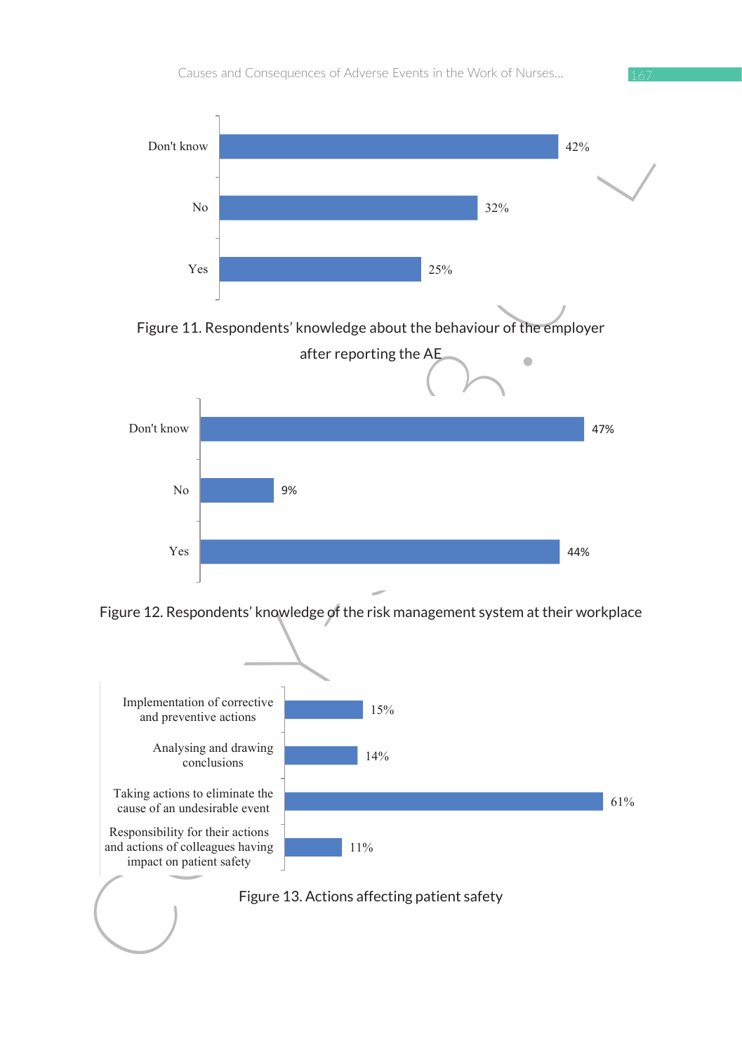| | |
|---|---|
| Don't know | 42% |
| No | 32% |
| Yes | 25% |

Figure 11. Respondents' knowledge about the behaviour of the employer after reporting the AE

| | |
|---|---|
| Don't know | 47% |
| No | 9% |
| Yes | 44% |

Figure 12. Respondents' knowledge of the risk management system at their workplace

| | |
|---|---|
| Implementation of corrective and preventive actions | 15% |
| Analysing and drawing conclusions | 14% |
| Taking actions to eliminate the cause of an undesirable event | 61% |
| Responsibility for their actions and actions of colleagues having impact on patient safety | 11% |

Figure 13. Actions affecting patient safety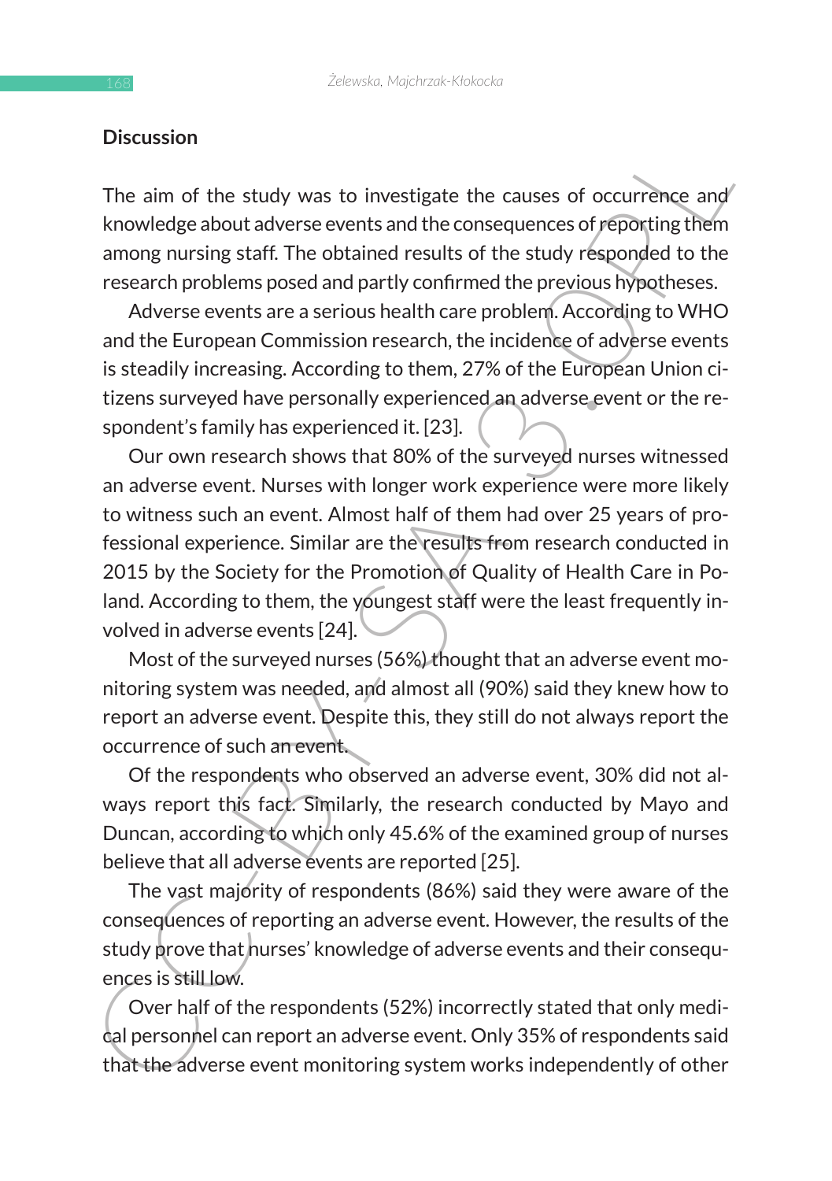## Discussion

The aim of the study was to investigate the causes of occurrence and knowledge about adverse events and the consequences of reporting them among nursing staff. The obtained results of the study responded to the research problems posed and partly confirmed the previous hypotheses.

Adverse events are a serious health care problem. According to WHO and the European Commission research, the incidence of adverse events is steadily increasing. According to them, 27% of the European Union citizens surveyed have personally experienced an adverse event or the respondent's family has experienced it. [23].

Our own research shows that 80% of the surveyed nurses witnessed an adverse event. Nurses with longer work experience were more likely to witness such an event. Almost half of them had over 25 years of professional experience. Similar are the results from research conducted in 2015 by the Society for the Promotion of Quality of Health Care in Poland. According to them, the youngest staff were the least frequently involved in adverse events [24].

Most of the surveyed nurses (56%) thought that an adverse event monitoring system was needed, and almost all (90%) said they knew how to report an adverse event. Despite this, they still do not always report the occurrence of such an event.

Of the respondents who observed an adverse event, 30% did not always report this fact. Similarly, the research conducted by Mayo and Duncan, according to which only 45.6% of the examined group of nurses believe that all adverse events are reported [25].

The vast majority of respondents (86%) said they were aware of the consequences of reporting an adverse event. However, the results of the study prove that nurses' knowledge of adverse events and their consequences is still low.

Over half of the respondents (52%) incorrectly stated that only medical personnel can report an adverse event. Only 35% of respondents said that the adverse event monitoring system works independently of other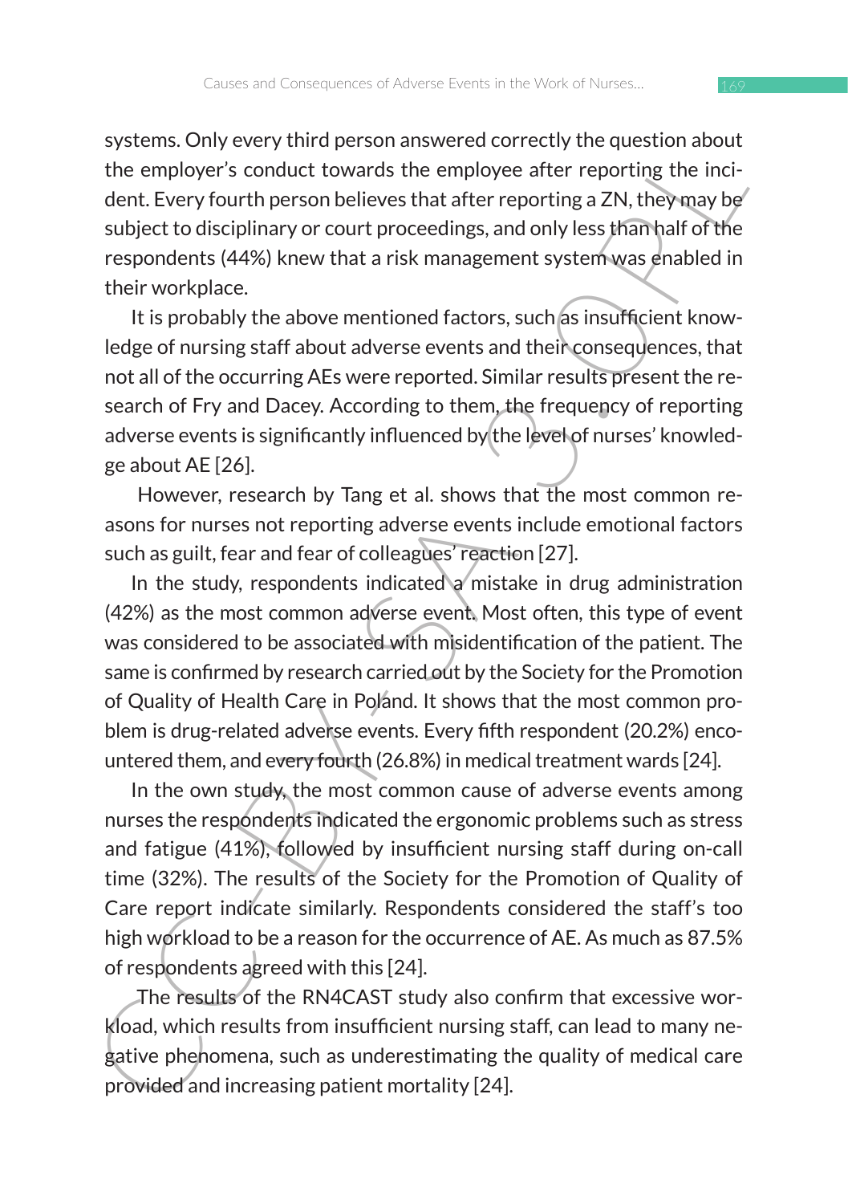systems. Only every third person answered correctly the question about the employer's conduct towards the employee after reporting the incident. Every fourth person believes that after reporting a ZN, they may be subject to disciplinary or court proceedings, and only less than half of the respondents (44%) knew that a risk management system was enabled in their workplace.

It is probably the above mentioned factors, such as insufficient knowledge of nursing staff about adverse events and their consequences, that not all of the occurring AEs were reported. Similar results present the research of Fry and Dacey. According to them, the frequency of reporting adverse events is significantly influenced by the level of nurses' knowledge about AE [26].

However, research by Tang et al. shows that the most common reasons for nurses not reporting adverse events include emotional factors such as guilt, fear and fear of colleagues' reaction [27].

In the study, respondents indicated a mistake in drug administration (42%) as the most common adverse event. Most often, this type of event was considered to be associated with misidentification of the patient. The same is confirmed by research carried out by the Society for the Promotion of Quality of Health Care in Poland. It shows that the most common problem is drug-related adverse events. Every fifth respondent (20.2%) encountered them, and every fourth (26.8%) in medical treatment wards [24].

In the own study, the most common cause of adverse events among nurses the respondents indicated the ergonomic problems such as stress and fatigue (41%), followed by insufficient nursing staff during on-call time (32%). The results of the Society for the Promotion of Quality of Care report indicate similarly. Respondents considered the staff's too high workload to be a reason for the occurrence of AE. As much as 87.5% of respondents agreed with this [24].

The results of the RN4CAST study also confirm that excessive workload, which results from insufficient nursing staff, can lead to many negative phenomena, such as underestimating the quality of medical care provided and increasing patient mortality [24].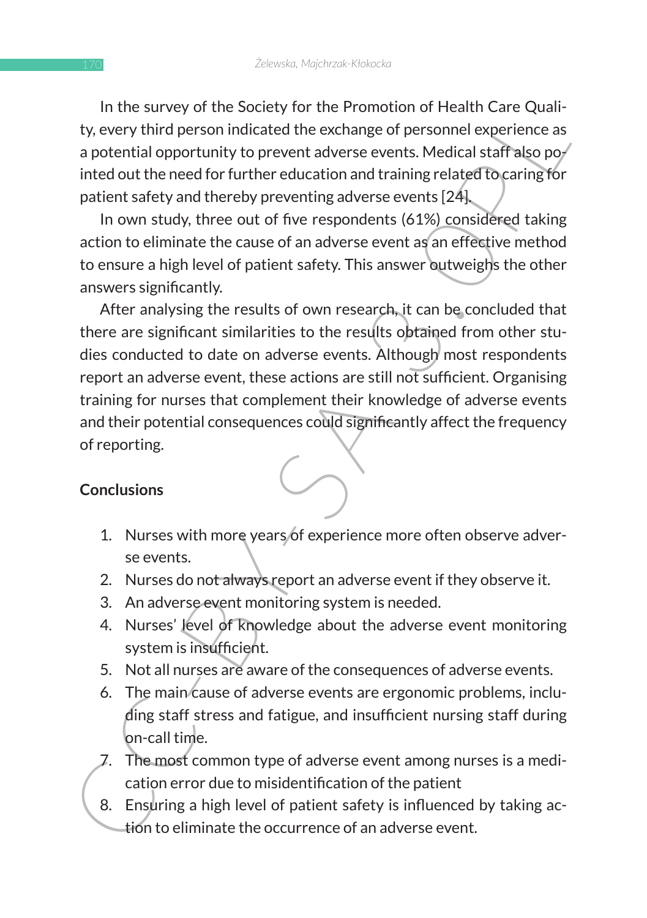In the survey of the Society for the Promotion of Health Care Quality, every third person indicated the exchange of personnel experience as a potential opportunity to prevent adverse events. Medical staff also pointed out the need for further education and training related to caring for patient safety and thereby preventing adverse events [24].

In own study, three out of five respondents (61%) considered taking action to eliminate the cause of an adverse event as an effective method to ensure a high level of patient safety. This answer outweighs the other answers significantly.

After analysing the results of own research, it can be concluded that there are significant similarities to the results obtained from other studies conducted to date on adverse events. Although most respondents report an adverse event, these actions are still not sufficient. Organising training for nurses that complement their knowledge of adverse events and their potential consequences could significantly affect the frequency of reporting.

## Conclusions

1. Nurses with more years of experience more often observe adverse events.
2. Nurses do not always report an adverse event if they observe it.
3. An adverse event monitoring system is needed.
4. Nurses' level of knowledge about the adverse event monitoring system is insufficient.
5. Not all nurses are aware of the consequences of adverse events.
6. The main cause of adverse events are ergonomic problems, including staff stress and fatigue, and insufficient nursing staff during on-call time.
7. The most common type of adverse event among nurses is a medication error due to misidentification of the patient
8. Ensuring a high level of patient safety is influenced by taking action to eliminate the occurrence of an adverse event.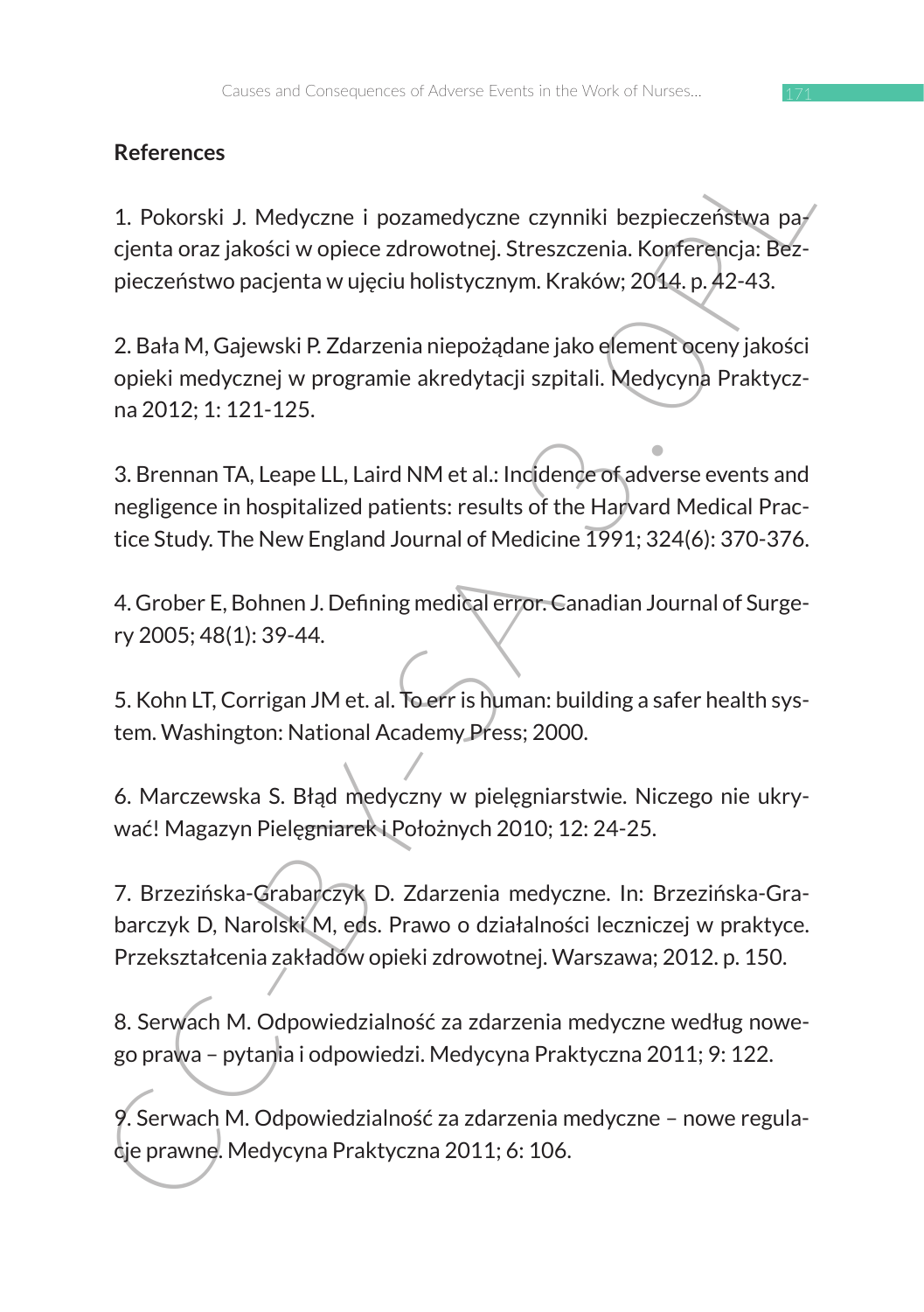**References**

1. Pokorski J. Medyczne i pozamedyczne czynniki bezpieczeństwa pacjenta oraz jakości w opiece zdrowotnej. Streszczenia. Konferencja: Bezpieczeństwo pacjenta w ujęciu holistycznym. Kraków; 2014. p. 42-43.

2. Bała M, Gajewski P. Zdarzenia niepożądane jako element oceny jakości opieki medycznej w programie akredytacji szpitali. Medycyna Praktyczna 2012; 1: 121-125.

3. Brennan TA, Leape LL, Laird NM et al.: Incidence of adverse events and negligence in hospitalized patients: results of the Harvard Medical Practice Study. The New England Journal of Medicine 1991; 324(6): 370-376.

4. Grober E, Bohnen J. Defining medical error. Canadian Journal of Surgery 2005; 48(1): 39-44.

5. Kohn LT, Corrigan JM et. al. To err is human: building a safer health system. Washington: National Academy Press; 2000.

6. Marczewska S. Błąd medyczny w pielęgniarstwie. Niczego nie ukrywać! Magazyn Pielęgniarek i Położnych 2010; 12: 24-25.

7. Brzezińska-Grabarczyk D. Zdarzenia medyczne. In: Brzezińska-Grabarczyk D, Narolski M, eds. Prawo o działalności leczniczej w praktyce. Przekształcenia zakładów opieki zdrowotnej. Warszawa; 2012. p. 150.

8. Serwach M. Odpowiedzialność za zdarzenia medyczne według nowego prawa – pytania i odpowiedzi. Medycyna Praktyczna 2011; 9: 122.

9. Serwach M. Odpowiedzialność za zdarzenia medyczne – nowe regulacje prawne. Medycyna Praktyczna 2011; 6: 106.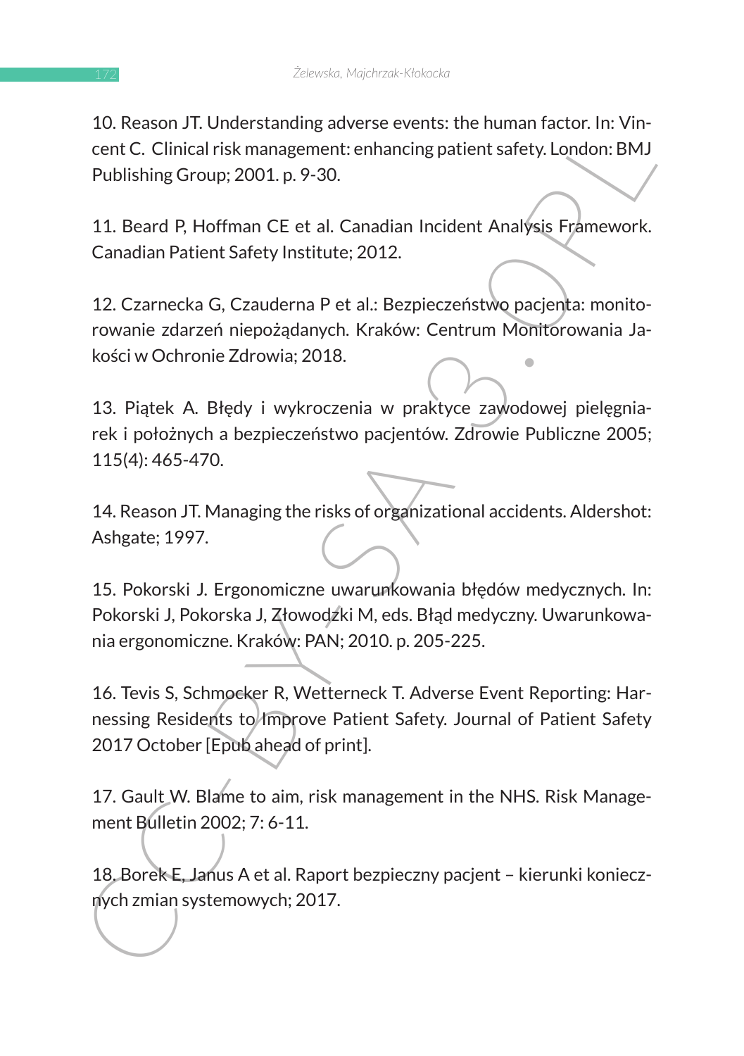10. Reason JT. Understanding adverse events: the human factor. In: Vincent C. Clinical risk management: enhancing patient safety. London: BMJ Publishing Group; 2001. p. 9-30.

11. Beard P, Hoffman CE et al. Canadian Incident Analysis Framework. Canadian Patient Safety Institute; 2012.

12. Czarnecka G, Czauderna P et al.: Bezpieczeństwo pacjenta: monitorowanie zdarzeń niepożądanych. Kraków: Centrum Monitorowania Jakości w Ochronie Zdrowia; 2018.

13. Piątek A. Błędy i wykroczenia w praktyce zawodowej pielęgniarek i położnych a bezpieczeństwo pacjentów. Zdrowie Publiczne 2005; 115(4): 465-470.

14. Reason JT. Managing the risks of organizational accidents. Aldershot: Ashgate; 1997.

15. Pokorski J. Ergonomiczne uwarunkowania błędów medycznych. In: Pokorski J, Pokorska J, Złowodzki M, eds. Błąd medyczny. Uwarunkowania ergonomiczne. Kraków: PAN; 2010. p. 205-225.

16. Tevis S, Schmocker R, Wetterneck T. Adverse Event Reporting: Harnessing Residents to Improve Patient Safety. Journal of Patient Safety 2017 October [Epub ahead of print].

17. Gault W. Blame to aim, risk management in the NHS. Risk Management Bulletin 2002; 7: 6-11.

18. Borek E, Janus A et al. Raport bezpieczny pacjent – kierunki koniecznych zmian systemowych; 2017.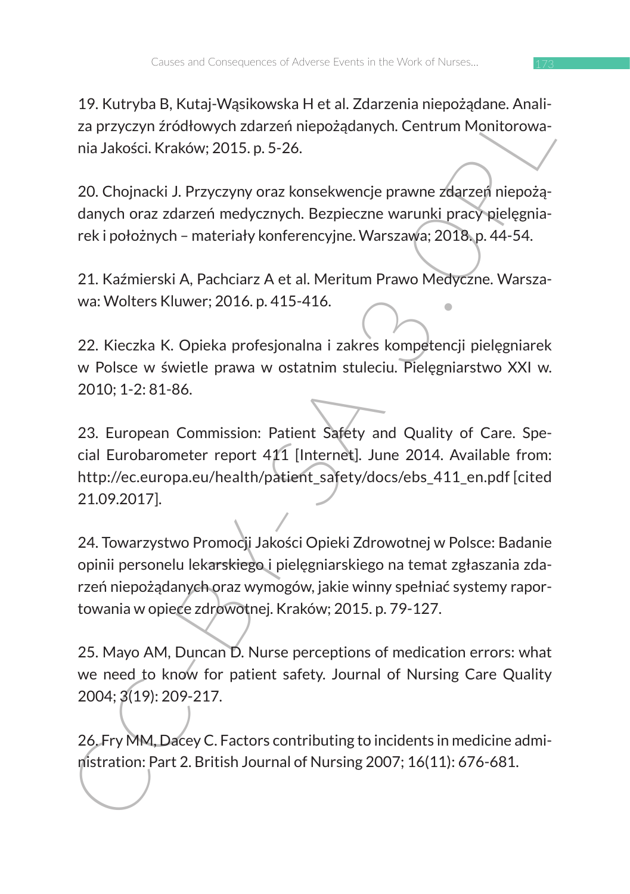19. Kutryba B, Kutaj-Wąsikowska H et al. Zdarzenia niepożądane. Analiza przyczyn źródłowych zdarzeń niepożądanych. Centrum Monitorowania Jakości. Kraków; 2015. p. 5-26.

20. Chojnacki J. Przyczyny oraz konsekwencje prawne zdarzeń niepożądanych oraz zdarzeń medycznych. Bezpieczne warunki pracy pielęgniarek i położnych – materiały konferencyjne. Warszawa; 2018. p. 44-54.

21. Kaźmierski A, Pachciarz A et al. Meritum Prawo Medyczne. Warszawa: Wolters Kluwer; 2016. p. 415-416.

22. Kieczka K. Opieka profesjonalna i zakres kompetencji pielęgniarek w Polsce w świetle prawa w ostatnim stuleciu. Pielęgniarstwo XXI w. 2010; 1-2: 81-86.

23. European Commission: Patient Safety and Quality of Care. Special Eurobarometer report 411 [Internet]. June 2014. Available from: http://ec.europa.eu/health/patient_safety/docs/ebs_411_en.pdf [cited 21.09.2017].

24. Towarzystwo Promocji Jakości Opieki Zdrowotnej w Polsce: Badanie opinii personelu lekarskiego i pielęgniarskiego na temat zgłaszania zdarzeń niepożądanych oraz wymogów, jakie winny spełniać systemy raportowania w opiece zdrowotnej. Kraków; 2015. p. 79-127.

25. Mayo AM, Duncan D. Nurse perceptions of medication errors: what we need to know for patient safety. Journal of Nursing Care Quality 2004; 3(19): 209-217.

26. Fry MM, Dacey C. Factors contributing to incidents in medicine administration: Part 2. British Journal of Nursing 2007; 16(11): 676-681.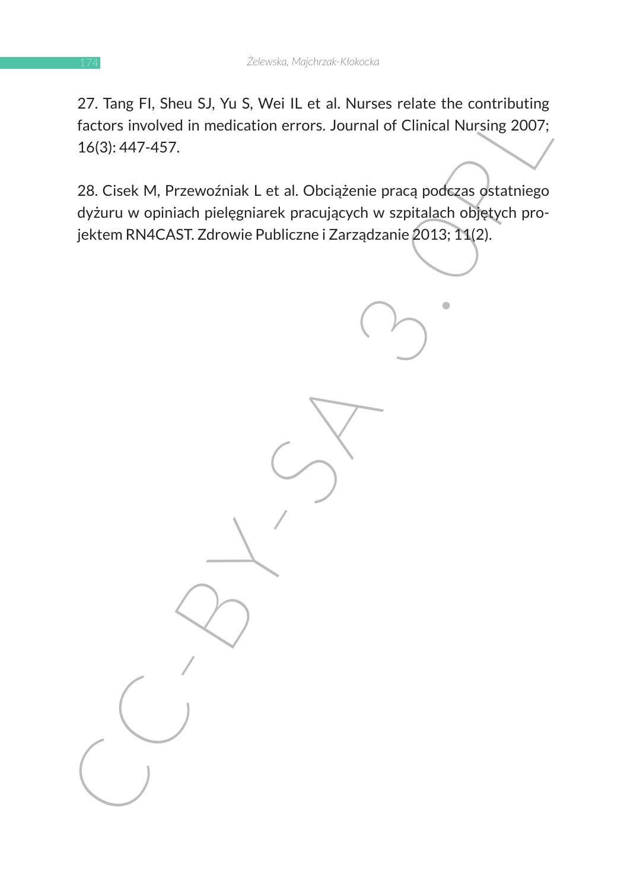27. Tang FI, Sheu SJ, Yu S, Wei IL et al. Nurses relate the contributing factors involved in medication errors. Journal of Clinical Nursing 2007; 16(3): 447-457.

28. Cisek M, Przewoźniak L et al. Obciążenie pracą podczas ostatniego dyżuru w opiniach pielęgniarek pracujących w szpitalach objętych projektem RN4CAST. Zdrowie Publiczne i Zarządzanie 2013; 11(2).